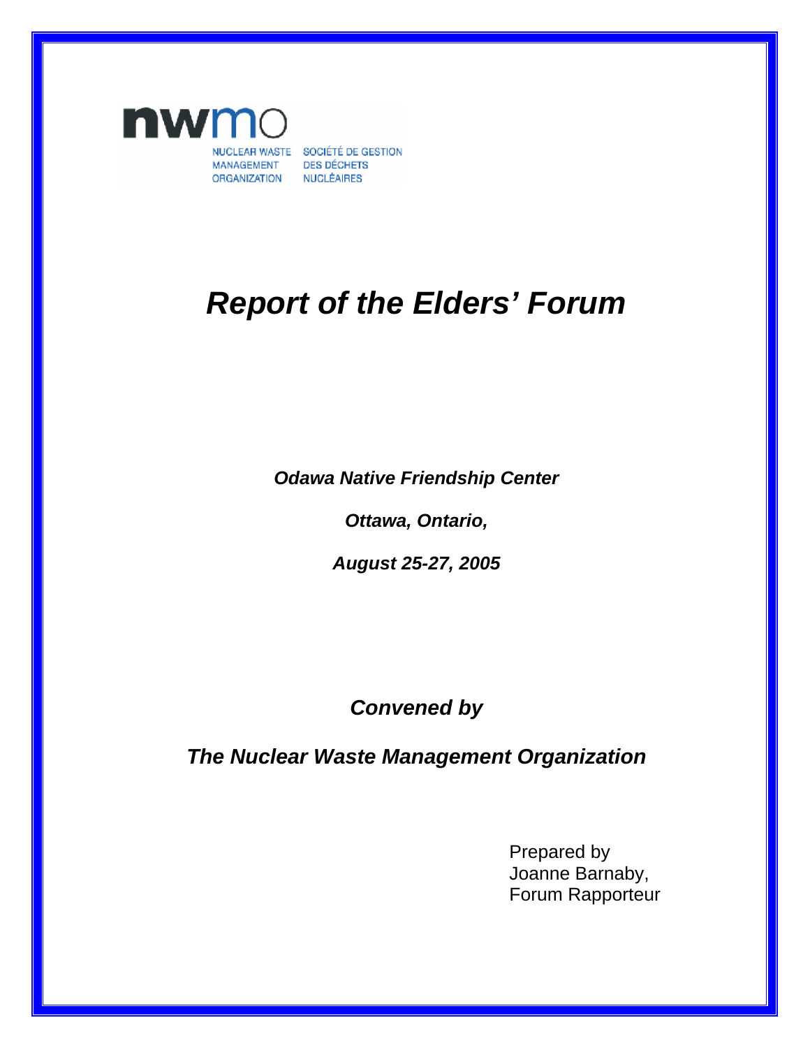NUCLEAR WASTE MANAGEMENT ORGANIZATION

SOCIÉTÉ DE GESTION DES DÉCHETS NUCLÉAIRES

# *Report of the Elders' Forum*

***Odawa Native Friendship Center***

***Ottawa, Ontario,***

***August 25-27, 2005***

***Convened by***

***The Nuclear Waste Management Organization***

Prepared by
Joanne Barnaby,
Forum Rapporteur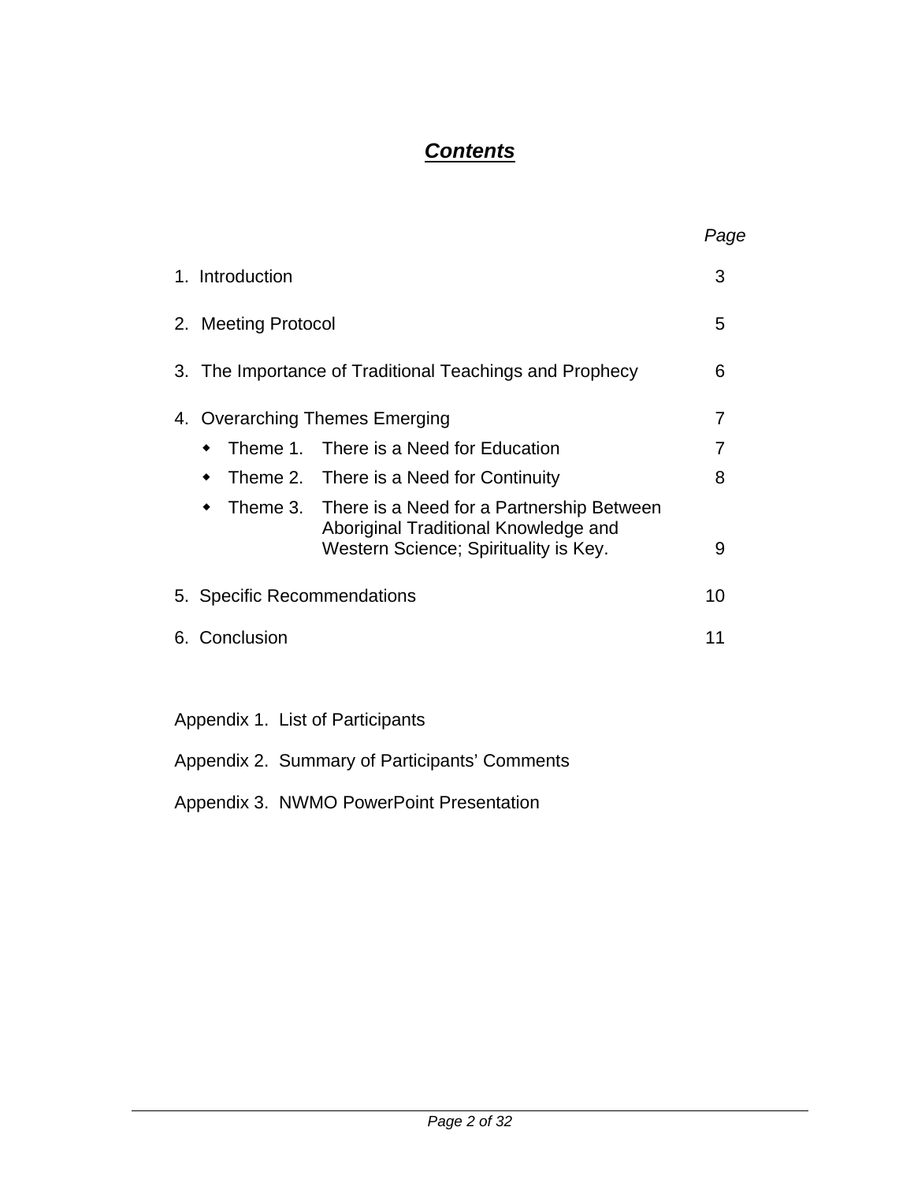# ***Contents***

| | *Page* |
|---|---|
| 1. Introduction | 3 |
| 2. Meeting Protocol | 5 |
| 3. The Importance of Traditional Teachings and Prophecy | 6 |
| 4. Overarching Themes Emerging | 7 |
| • Theme 1. There is a Need for Education | 7 |
| • Theme 2. There is a Need for Continuity | 8 |
| • Theme 3. There is a Need for a Partnership Between Aboriginal Traditional Knowledge and Western Science; Spirituality is Key. | 9 |
| 5. Specific Recommendations | 10 |
| 6. Conclusion | 11 |

Appendix 1. List of Participants

Appendix 2. Summary of Participants' Comments

Appendix 3. NWMO PowerPoint Presentation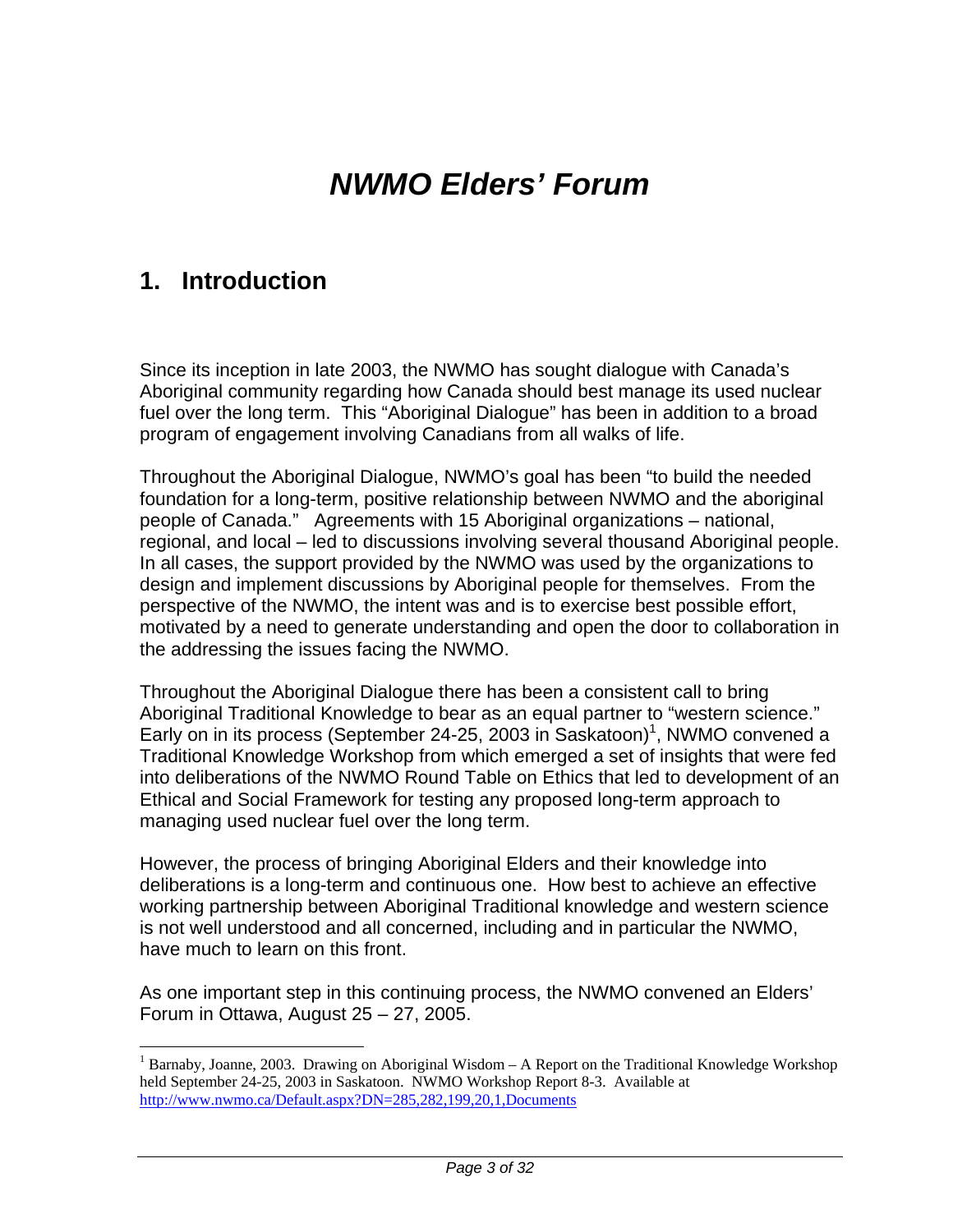# *NWMO Elders' Forum*

## 1. Introduction

Since its inception in late 2003, the NWMO has sought dialogue with Canada's Aboriginal community regarding how Canada should best manage its used nuclear fuel over the long term. This "Aboriginal Dialogue" has been in addition to a broad program of engagement involving Canadians from all walks of life.

Throughout the Aboriginal Dialogue, NWMO's goal has been "to build the needed foundation for a long-term, positive relationship between NWMO and the aboriginal people of Canada." Agreements with 15 Aboriginal organizations – national, regional, and local – led to discussions involving several thousand Aboriginal people. In all cases, the support provided by the NWMO was used by the organizations to design and implement discussions by Aboriginal people for themselves. From the perspective of the NWMO, the intent was and is to exercise best possible effort, motivated by a need to generate understanding and open the door to collaboration in the addressing the issues facing the NWMO.

Throughout the Aboriginal Dialogue there has been a consistent call to bring Aboriginal Traditional Knowledge to bear as an equal partner to "western science." Early on in its process (September 24-25, 2003 in Saskatoon)[1], NWMO convened a Traditional Knowledge Workshop from which emerged a set of insights that were fed into deliberations of the NWMO Round Table on Ethics that led to development of an Ethical and Social Framework for testing any proposed long-term approach to managing used nuclear fuel over the long term.

However, the process of bringing Aboriginal Elders and their knowledge into deliberations is a long-term and continuous one. How best to achieve an effective working partnership between Aboriginal Traditional knowledge and western science is not well understood and all concerned, including and in particular the NWMO, have much to learn on this front.

As one important step in this continuing process, the NWMO convened an Elders' Forum in Ottawa, August 25 – 27, 2005.

---

[1] Barnaby, Joanne, 2003. Drawing on Aboriginal Wisdom – A Report on the Traditional Knowledge Workshop held September 24-25, 2003 in Saskatoon. NWMO Workshop Report 8-3. Available at http://www.nwmo.ca/Default.aspx?DN=285,282,199,20,1,Documents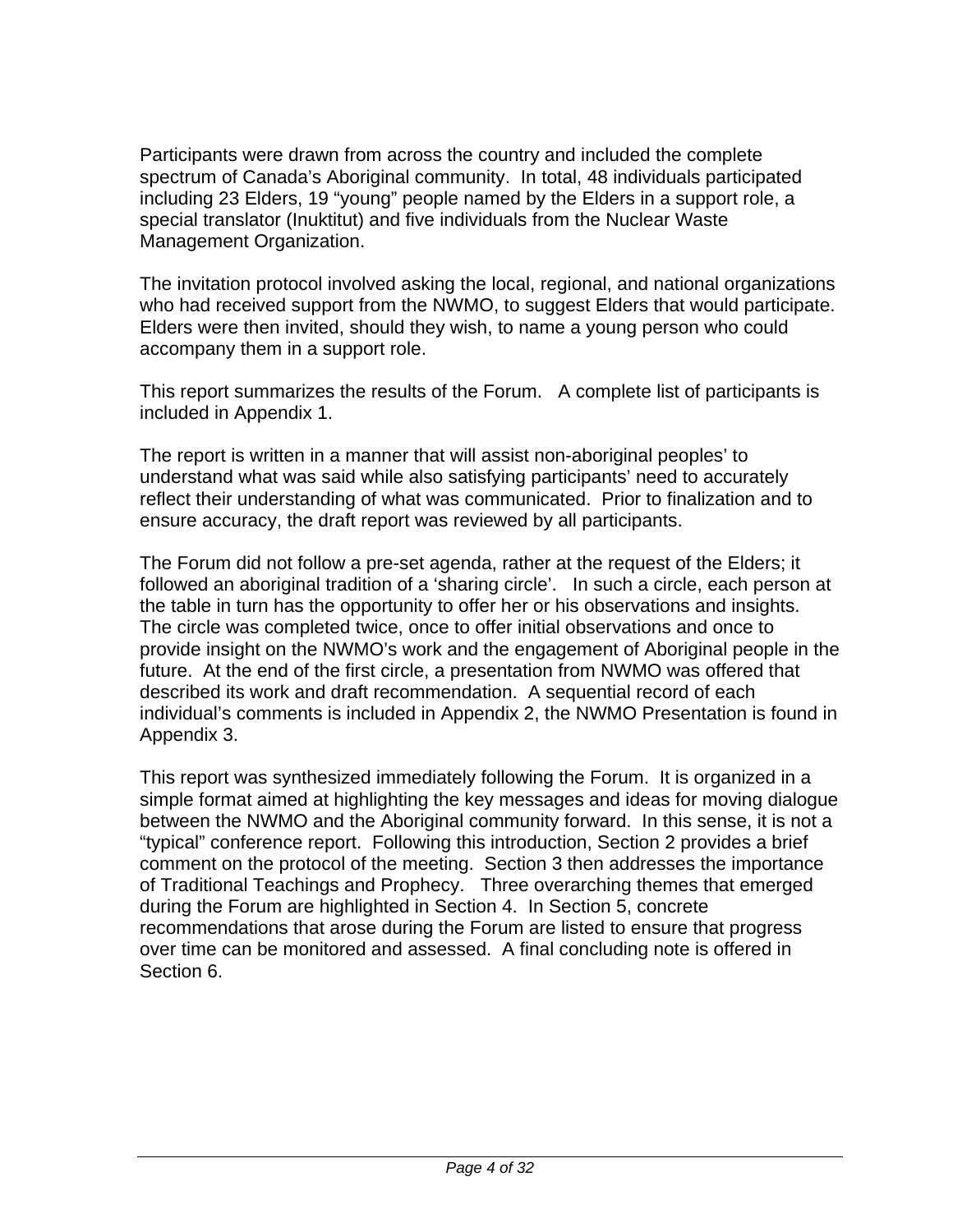Participants were drawn from across the country and included the complete spectrum of Canada's Aboriginal community. In total, 48 individuals participated including 23 Elders, 19 "young" people named by the Elders in a support role, a special translator (Inuktitut) and five individuals from the Nuclear Waste Management Organization.

The invitation protocol involved asking the local, regional, and national organizations who had received support from the NWMO, to suggest Elders that would participate. Elders were then invited, should they wish, to name a young person who could accompany them in a support role.

This report summarizes the results of the Forum. A complete list of participants is included in Appendix 1.

The report is written in a manner that will assist non-aboriginal peoples' to understand what was said while also satisfying participants' need to accurately reflect their understanding of what was communicated. Prior to finalization and to ensure accuracy, the draft report was reviewed by all participants.

The Forum did not follow a pre-set agenda, rather at the request of the Elders; it followed an aboriginal tradition of a 'sharing circle'. In such a circle, each person at the table in turn has the opportunity to offer her or his observations and insights. The circle was completed twice, once to offer initial observations and once to provide insight on the NWMO's work and the engagement of Aboriginal people in the future. At the end of the first circle, a presentation from NWMO was offered that described its work and draft recommendation. A sequential record of each individual's comments is included in Appendix 2, the NWMO Presentation is found in Appendix 3.

This report was synthesized immediately following the Forum. It is organized in a simple format aimed at highlighting the key messages and ideas for moving dialogue between the NWMO and the Aboriginal community forward. In this sense, it is not a "typical" conference report. Following this introduction, Section 2 provides a brief comment on the protocol of the meeting. Section 3 then addresses the importance of Traditional Teachings and Prophecy. Three overarching themes that emerged during the Forum are highlighted in Section 4. In Section 5, concrete recommendations that arose during the Forum are listed to ensure that progress over time can be monitored and assessed. A final concluding note is offered in Section 6.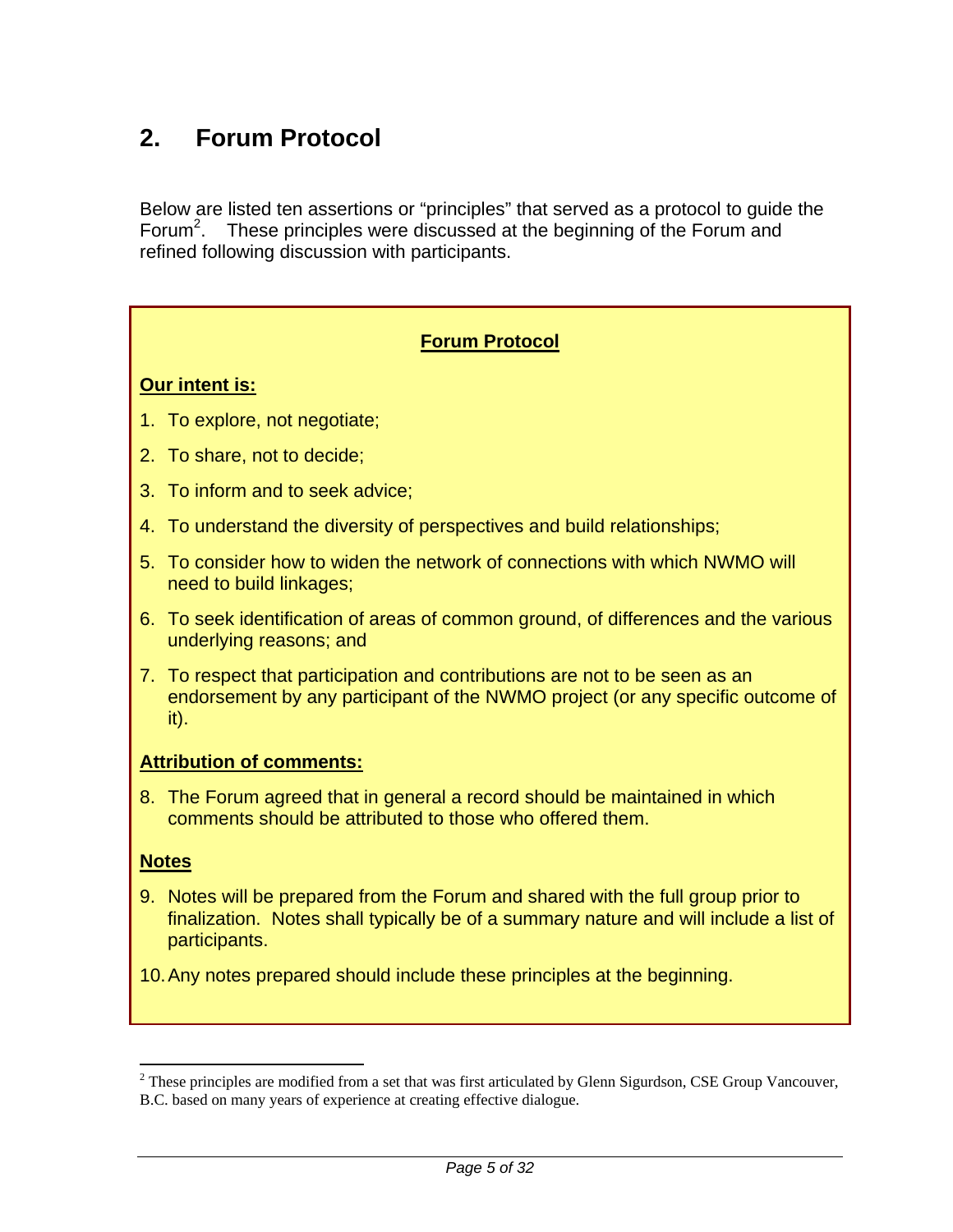## 2. Forum Protocol

Below are listed ten assertions or "principles" that served as a protocol to guide the Forum[2]. These principles were discussed at the beginning of the Forum and refined following discussion with participants.

**Forum Protocol**

**Our intent is:**

1. To explore, not negotiate;
2. To share, not to decide;
3. To inform and to seek advice;
4. To understand the diversity of perspectives and build relationships;
5. To consider how to widen the network of connections with which NWMO will need to build linkages;
6. To seek identification of areas of common ground, of differences and the various underlying reasons; and
7. To respect that participation and contributions are not to be seen as an endorsement by any participant of the NWMO project (or any specific outcome of it).

**Attribution of comments:**

8. The Forum agreed that in general a record should be maintained in which comments should be attributed to those who offered them.

**Notes**

9. Notes will be prepared from the Forum and shared with the full group prior to finalization. Notes shall typically be of a summary nature and will include a list of participants.
10. Any notes prepared should include these principles at the beginning.

[2] These principles are modified from a set that was first articulated by Glenn Sigurdson, CSE Group Vancouver, B.C. based on many years of experience at creating effective dialogue.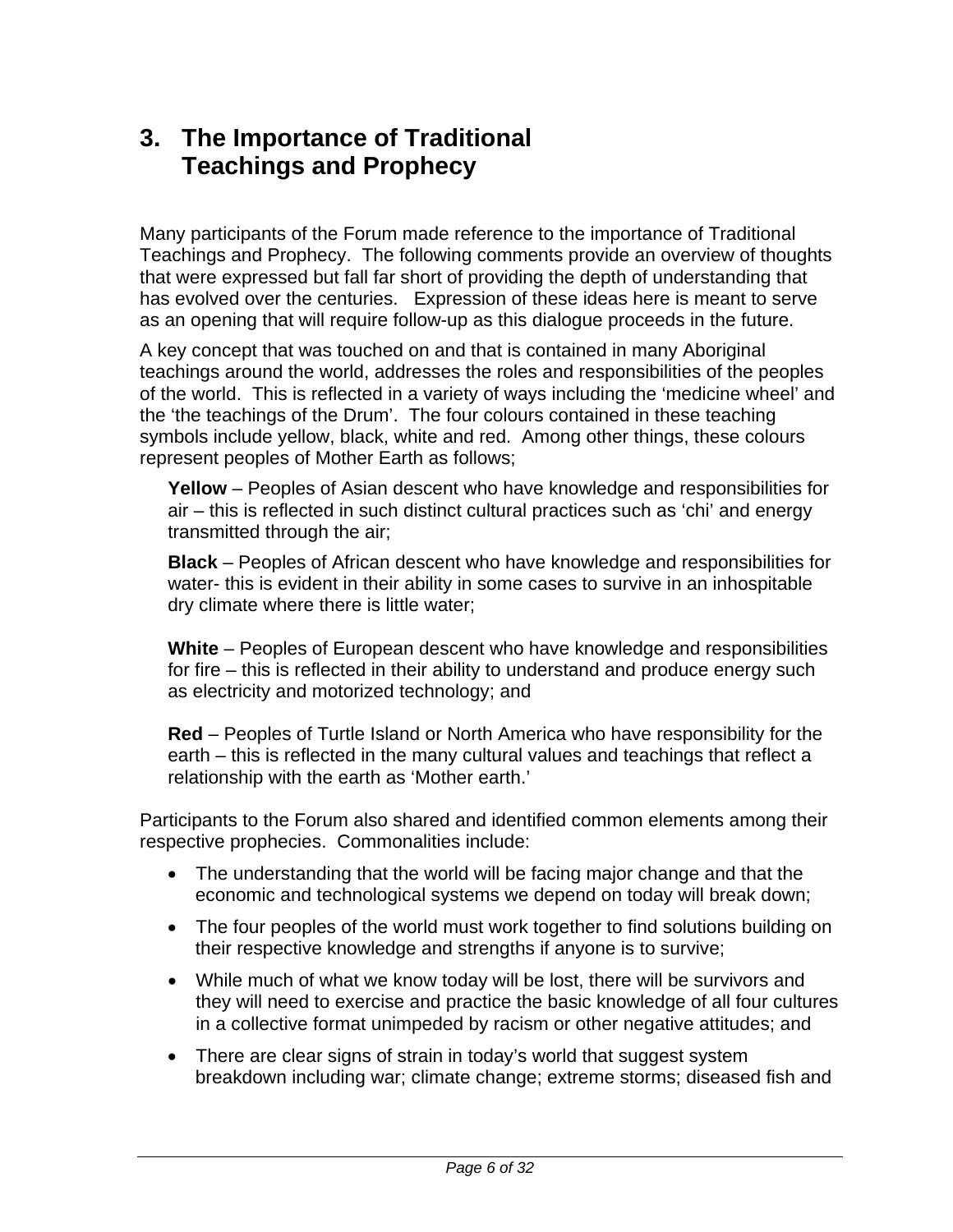# 3. The Importance of Traditional Teachings and Prophecy

Many participants of the Forum made reference to the importance of Traditional Teachings and Prophecy. The following comments provide an overview of thoughts that were expressed but fall far short of providing the depth of understanding that has evolved over the centuries. Expression of these ideas here is meant to serve as an opening that will require follow-up as this dialogue proceeds in the future.

A key concept that was touched on and that is contained in many Aboriginal teachings around the world, addresses the roles and responsibilities of the peoples of the world. This is reflected in a variety of ways including the 'medicine wheel' and the 'the teachings of the Drum'. The four colours contained in these teaching symbols include yellow, black, white and red. Among other things, these colours represent peoples of Mother Earth as follows;

**Yellow** – Peoples of Asian descent who have knowledge and responsibilities for air – this is reflected in such distinct cultural practices such as 'chi' and energy transmitted through the air;

**Black** – Peoples of African descent who have knowledge and responsibilities for water- this is evident in their ability in some cases to survive in an inhospitable dry climate where there is little water;

**White** – Peoples of European descent who have knowledge and responsibilities for fire – this is reflected in their ability to understand and produce energy such as electricity and motorized technology; and

**Red** – Peoples of Turtle Island or North America who have responsibility for the earth – this is reflected in the many cultural values and teachings that reflect a relationship with the earth as 'Mother earth.'

Participants to the Forum also shared and identified common elements among their respective prophecies. Commonalities include:

- The understanding that the world will be facing major change and that the economic and technological systems we depend on today will break down;
- The four peoples of the world must work together to find solutions building on their respective knowledge and strengths if anyone is to survive;
- While much of what we know today will be lost, there will be survivors and they will need to exercise and practice the basic knowledge of all four cultures in a collective format unimpeded by racism or other negative attitudes; and
- There are clear signs of strain in today's world that suggest system breakdown including war; climate change; extreme storms; diseased fish and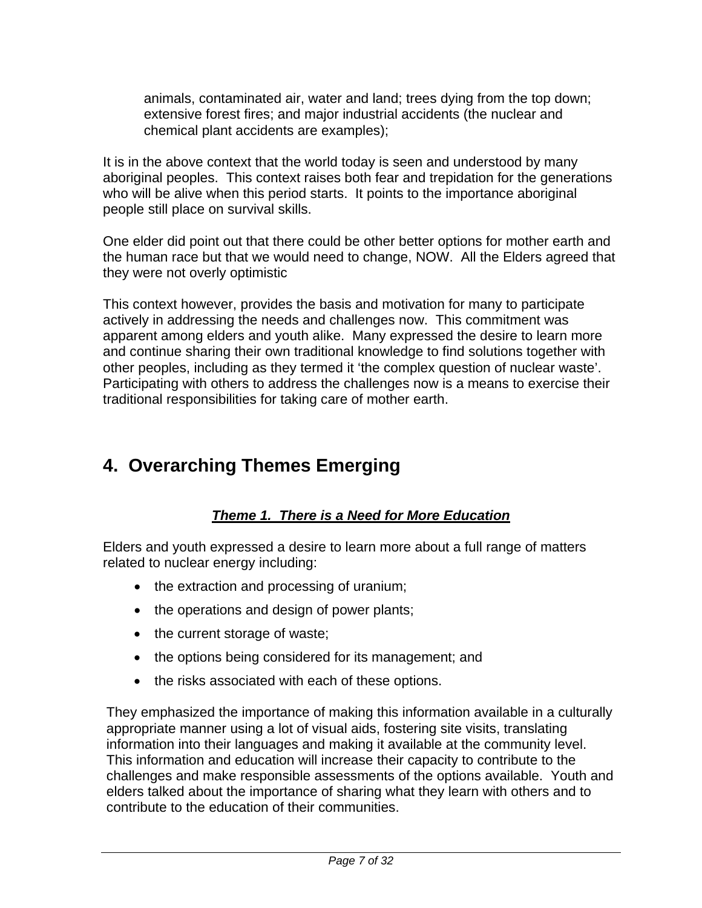animals, contaminated air, water and land; trees dying from the top down; extensive forest fires; and major industrial accidents (the nuclear and chemical plant accidents are examples);

It is in the above context that the world today is seen and understood by many aboriginal peoples. This context raises both fear and trepidation for the generations who will be alive when this period starts. It points to the importance aboriginal people still place on survival skills.

One elder did point out that there could be other better options for mother earth and the human race but that we would need to change, NOW. All the Elders agreed that they were not overly optimistic

This context however, provides the basis and motivation for many to participate actively in addressing the needs and challenges now. This commitment was apparent among elders and youth alike. Many expressed the desire to learn more and continue sharing their own traditional knowledge to find solutions together with other peoples, including as they termed it 'the complex question of nuclear waste'. Participating with others to address the challenges now is a means to exercise their traditional responsibilities for taking care of mother earth.

# 4. Overarching Themes Emerging

### ***Theme 1. There is a Need for More Education***

Elders and youth expressed a desire to learn more about a full range of matters related to nuclear energy including:

- the extraction and processing of uranium;
- the operations and design of power plants;
- the current storage of waste;
- the options being considered for its management; and
- the risks associated with each of these options.

They emphasized the importance of making this information available in a culturally appropriate manner using a lot of visual aids, fostering site visits, translating information into their languages and making it available at the community level. This information and education will increase their capacity to contribute to the challenges and make responsible assessments of the options available. Youth and elders talked about the importance of sharing what they learn with others and to contribute to the education of their communities.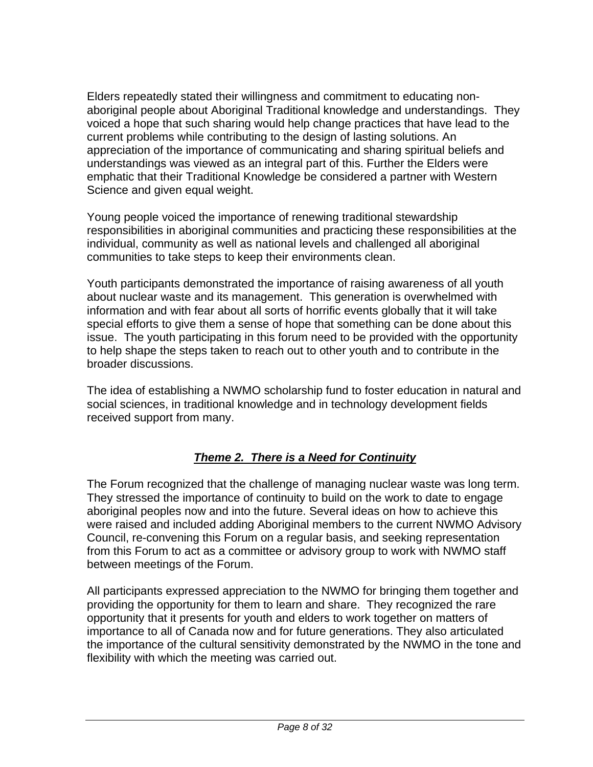Elders repeatedly stated their willingness and commitment to educating non-aboriginal people about Aboriginal Traditional knowledge and understandings. They voiced a hope that such sharing would help change practices that have lead to the current problems while contributing to the design of lasting solutions. An appreciation of the importance of communicating and sharing spiritual beliefs and understandings was viewed as an integral part of this. Further the Elders were emphatic that their Traditional Knowledge be considered a partner with Western Science and given equal weight.

Young people voiced the importance of renewing traditional stewardship responsibilities in aboriginal communities and practicing these responsibilities at the individual, community as well as national levels and challenged all aboriginal communities to take steps to keep their environments clean.

Youth participants demonstrated the importance of raising awareness of all youth about nuclear waste and its management. This generation is overwhelmed with information and with fear about all sorts of horrific events globally that it will take special efforts to give them a sense of hope that something can be done about this issue. The youth participating in this forum need to be provided with the opportunity to help shape the steps taken to reach out to other youth and to contribute in the broader discussions.

The idea of establishing a NWMO scholarship fund to foster education in natural and social sciences, in traditional knowledge and in technology development fields received support from many.

## ***Theme 2. There is a Need for Continuity***

The Forum recognized that the challenge of managing nuclear waste was long term. They stressed the importance of continuity to build on the work to date to engage aboriginal peoples now and into the future. Several ideas on how to achieve this were raised and included adding Aboriginal members to the current NWMO Advisory Council, re-convening this Forum on a regular basis, and seeking representation from this Forum to act as a committee or advisory group to work with NWMO staff between meetings of the Forum.

All participants expressed appreciation to the NWMO for bringing them together and providing the opportunity for them to learn and share. They recognized the rare opportunity that it presents for youth and elders to work together on matters of importance to all of Canada now and for future generations. They also articulated the importance of the cultural sensitivity demonstrated by the NWMO in the tone and flexibility with which the meeting was carried out.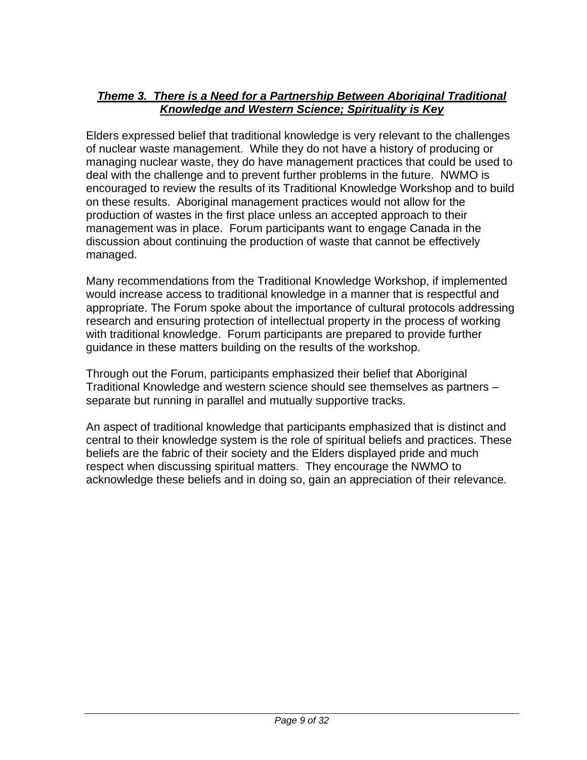### ***Theme 3. There is a Need for a Partnership Between Aboriginal Traditional Knowledge and Western Science; Spirituality is Key***

Elders expressed belief that traditional knowledge is very relevant to the challenges of nuclear waste management. While they do not have a history of producing or managing nuclear waste, they do have management practices that could be used to deal with the challenge and to prevent further problems in the future. NWMO is encouraged to review the results of its Traditional Knowledge Workshop and to build on these results. Aboriginal management practices would not allow for the production of wastes in the first place unless an accepted approach to their management was in place. Forum participants want to engage Canada in the discussion about continuing the production of waste that cannot be effectively managed.

Many recommendations from the Traditional Knowledge Workshop, if implemented would increase access to traditional knowledge in a manner that is respectful and appropriate. The Forum spoke about the importance of cultural protocols addressing research and ensuring protection of intellectual property in the process of working with traditional knowledge. Forum participants are prepared to provide further guidance in these matters building on the results of the workshop.

Through out the Forum, participants emphasized their belief that Aboriginal Traditional Knowledge and western science should see themselves as partners – separate but running in parallel and mutually supportive tracks.

An aspect of traditional knowledge that participants emphasized that is distinct and central to their knowledge system is the role of spiritual beliefs and practices. These beliefs are the fabric of their society and the Elders displayed pride and much respect when discussing spiritual matters. They encourage the NWMO to acknowledge these beliefs and in doing so, gain an appreciation of their relevance.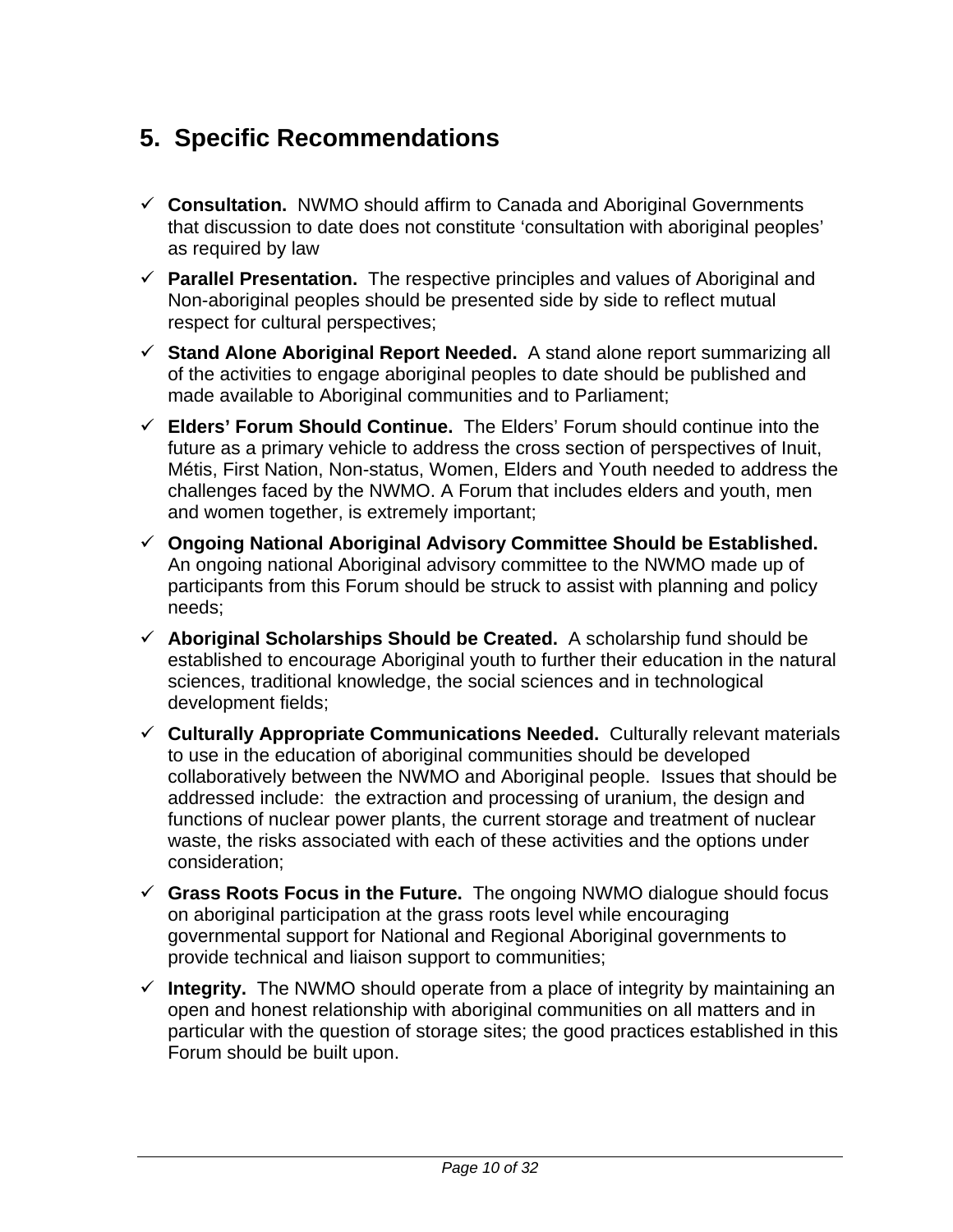## 5. Specific Recommendations

- ✓ **Consultation.** NWMO should affirm to Canada and Aboriginal Governments that discussion to date does not constitute 'consultation with aboriginal peoples' as required by law
- ✓ **Parallel Presentation.** The respective principles and values of Aboriginal and Non-aboriginal peoples should be presented side by side to reflect mutual respect for cultural perspectives;
- ✓ **Stand Alone Aboriginal Report Needed.** A stand alone report summarizing all of the activities to engage aboriginal peoples to date should be published and made available to Aboriginal communities and to Parliament;
- ✓ **Elders' Forum Should Continue.** The Elders' Forum should continue into the future as a primary vehicle to address the cross section of perspectives of Inuit, Métis, First Nation, Non-status, Women, Elders and Youth needed to address the challenges faced by the NWMO. A Forum that includes elders and youth, men and women together, is extremely important;
- ✓ **Ongoing National Aboriginal Advisory Committee Should be Established.** An ongoing national Aboriginal advisory committee to the NWMO made up of participants from this Forum should be struck to assist with planning and policy needs;
- ✓ **Aboriginal Scholarships Should be Created.** A scholarship fund should be established to encourage Aboriginal youth to further their education in the natural sciences, traditional knowledge, the social sciences and in technological development fields;
- ✓ **Culturally Appropriate Communications Needed.** Culturally relevant materials to use in the education of aboriginal communities should be developed collaboratively between the NWMO and Aboriginal people. Issues that should be addressed include: the extraction and processing of uranium, the design and functions of nuclear power plants, the current storage and treatment of nuclear waste, the risks associated with each of these activities and the options under consideration;
- ✓ **Grass Roots Focus in the Future.** The ongoing NWMO dialogue should focus on aboriginal participation at the grass roots level while encouraging governmental support for National and Regional Aboriginal governments to provide technical and liaison support to communities;
- ✓ **Integrity.** The NWMO should operate from a place of integrity by maintaining an open and honest relationship with aboriginal communities on all matters and in particular with the question of storage sites; the good practices established in this Forum should be built upon.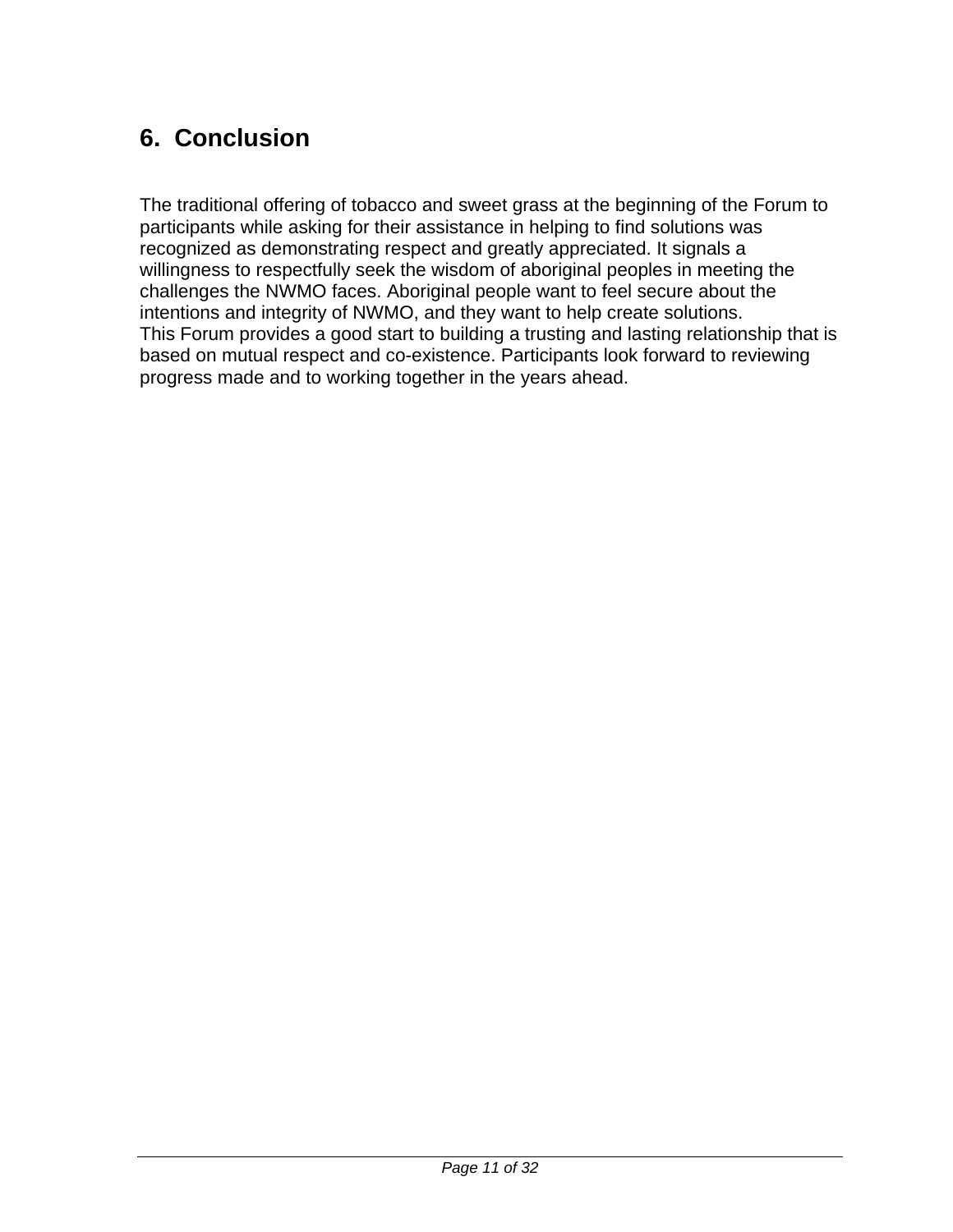## 6. Conclusion

The traditional offering of tobacco and sweet grass at the beginning of the Forum to participants while asking for their assistance in helping to find solutions was recognized as demonstrating respect and greatly appreciated. It signals a willingness to respectfully seek the wisdom of aboriginal peoples in meeting the challenges the NWMO faces. Aboriginal people want to feel secure about the intentions and integrity of NWMO, and they want to help create solutions.
This Forum provides a good start to building a trusting and lasting relationship that is based on mutual respect and co-existence. Participants look forward to reviewing progress made and to working together in the years ahead.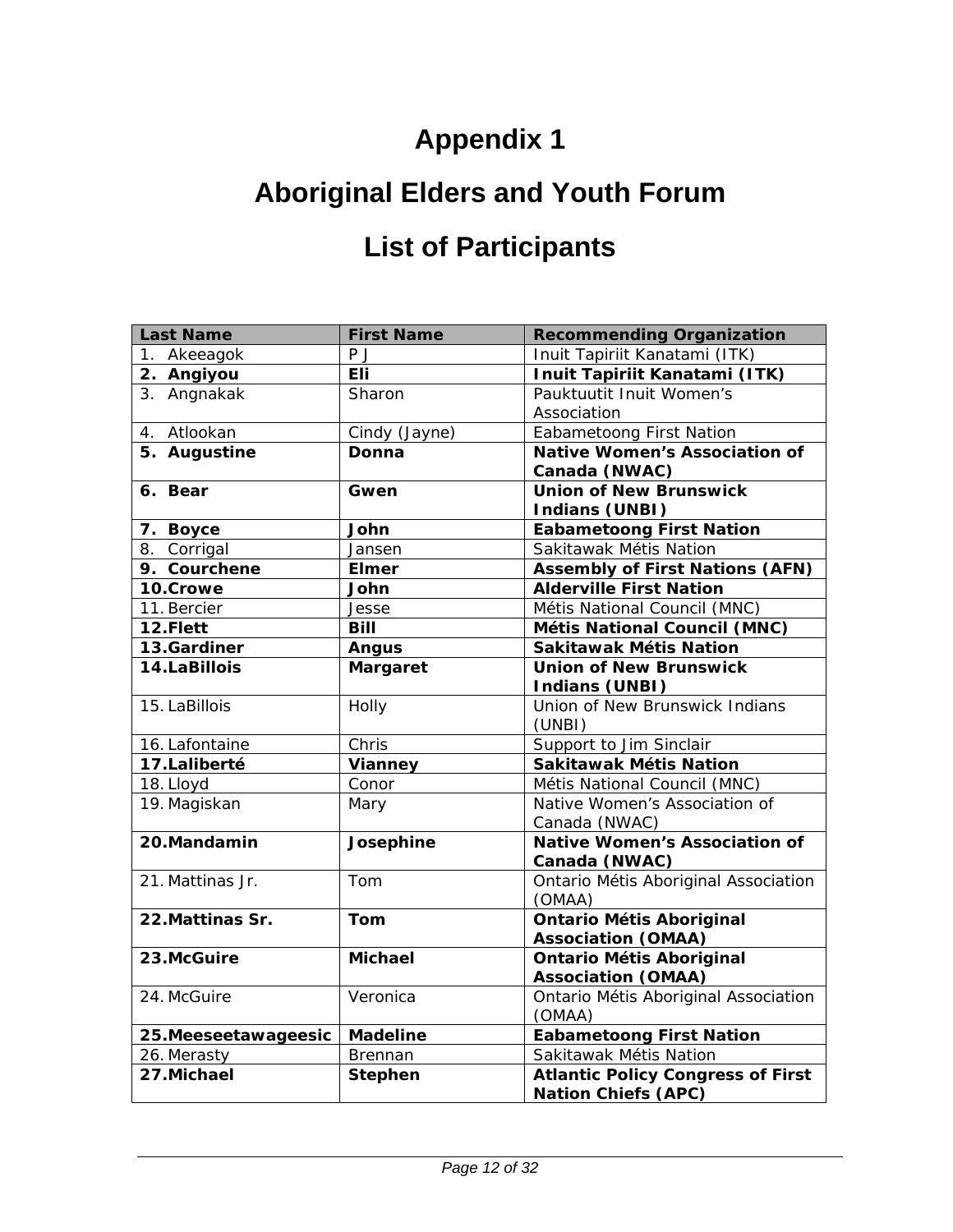# Appendix 1

# Aboriginal Elders and Youth Forum

# List of Participants

| Last Name | First Name | Recommending Organization |
|---|---|---|
| 1. Akeeagok | P J | Inuit Tapiriit Kanatami (ITK) |
| **2. Angiyou** | **Eli** | **Inuit Tapiriit Kanatami (ITK)** |
| 3. Angnakak | Sharon | Pauktuutit Inuit Women's Association |
| 4. Atlookan | Cindy (Jayne) | Eabametoong First Nation |
| **5. Augustine** | **Donna** | **Native Women's Association of Canada (NWAC)** |
| **6. Bear** | **Gwen** | **Union of New Brunswick Indians (UNBI)** |
| **7. Boyce** | **John** | **Eabametoong First Nation** |
| 8. Corrigal | Jansen | Sakitawak Métis Nation |
| **9. Courchene** | **Elmer** | **Assembly of First Nations (AFN)** |
| **10. Crowe** | **John** | **Alderville First Nation** |
| 11. Bercier | Jesse | Métis National Council (MNC) |
| **12. Flett** | **Bill** | **Métis National Council (MNC)** |
| **13. Gardiner** | **Angus** | **Sakitawak Métis Nation** |
| **14. LaBillois** | **Margaret** | **Union of New Brunswick Indians (UNBI)** |
| 15. LaBillois | Holly | Union of New Brunswick Indians (UNBI) |
| 16. Lafontaine | Chris | Support to Jim Sinclair |
| **17. Laliberté** | **Vianney** | **Sakitawak Métis Nation** |
| 18. Lloyd | Conor | Métis National Council (MNC) |
| 19. Magiskan | Mary | Native Women's Association of Canada (NWAC) |
| **20. Mandamin** | **Josephine** | **Native Women's Association of Canada (NWAC)** |
| 21. Mattinas Jr. | Tom | Ontario Métis Aboriginal Association (OMAA) |
| **22. Mattinas Sr.** | **Tom** | **Ontario Métis Aboriginal Association (OMAA)** |
| **23. McGuire** | **Michael** | **Ontario Métis Aboriginal Association (OMAA)** |
| 24. McGuire | Veronica | Ontario Métis Aboriginal Association (OMAA) |
| **25. Meeseetawageesic** | **Madeline** | **Eabametoong First Nation** |
| 26. Merasty | Brennan | Sakitawak Métis Nation |
| **27. Michael** | **Stephen** | **Atlantic Policy Congress of First Nation Chiefs (APC)** |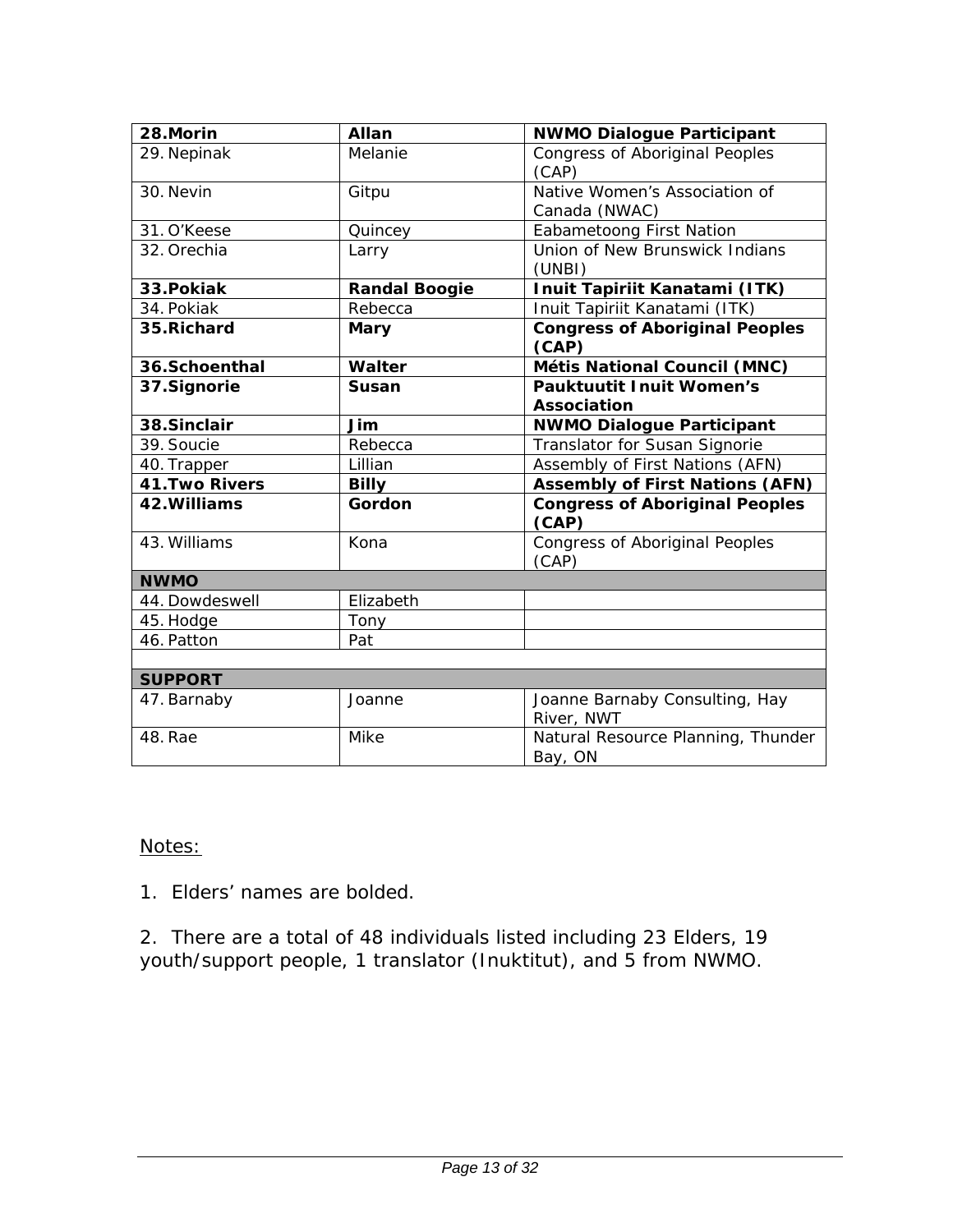| **28. Morin** | **Allan** | **NWMO Dialogue Participant** |
|---|---|---|
| 29. Nepinak | Melanie | Congress of Aboriginal Peoples (CAP) |
| 30. Nevin | Gitpu | Native Women's Association of Canada (NWAC) |
| 31. O'Keese | Quincey | Eabametoong First Nation |
| 32. Orechia | Larry | Union of New Brunswick Indians (UNBI) |
| **33. Pokiak** | **Randal Boogie** | **Inuit Tapiriit Kanatami (ITK)** |
| 34. Pokiak | Rebecca | Inuit Tapiriit Kanatami (ITK) |
| **35. Richard** | **Mary** | **Congress of Aboriginal Peoples (CAP)** |
| **36. Schoenthal** | **Walter** | **Métis National Council (MNC)** |
| **37. Signorie** | **Susan** | **Pauktuutit Inuit Women's Association** |
| **38. Sinclair** | **Jim** | **NWMO Dialogue Participant** |
| 39. Soucie | Rebecca | Translator for Susan Signorie |
| 40. Trapper | Lillian | Assembly of First Nations (AFN) |
| **41. Two Rivers** | **Billy** | **Assembly of First Nations (AFN)** |
| **42. Williams** | **Gordon** | **Congress of Aboriginal Peoples (CAP)** |
| 43. Williams | Kona | Congress of Aboriginal Peoples (CAP) |
| **NWMO** | | |
| 44. Dowdeswell | Elizabeth | |
| 45. Hodge | Tony | |
| 46. Patton | Pat | |
| | | |
| **SUPPORT** | | |
| 47. Barnaby | Joanne | Joanne Barnaby Consulting, Hay River, NWT |
| 48. Rae | Mike | Natural Resource Planning, Thunder Bay, ON |

Notes:

1. Elders' names are bolded.

2. There are a total of 48 individuals listed including 23 Elders, 19 youth/support people, 1 translator (Inuktitut), and 5 from NWMO.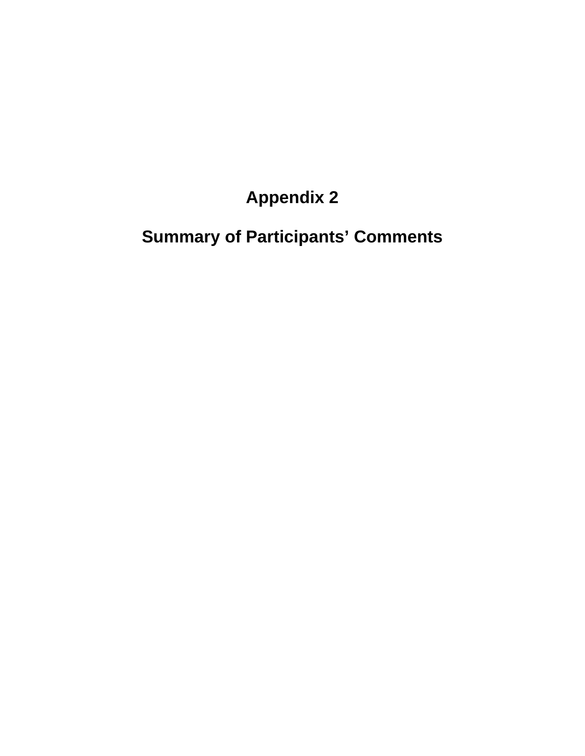# Appendix 2

# Summary of Participants’ Comments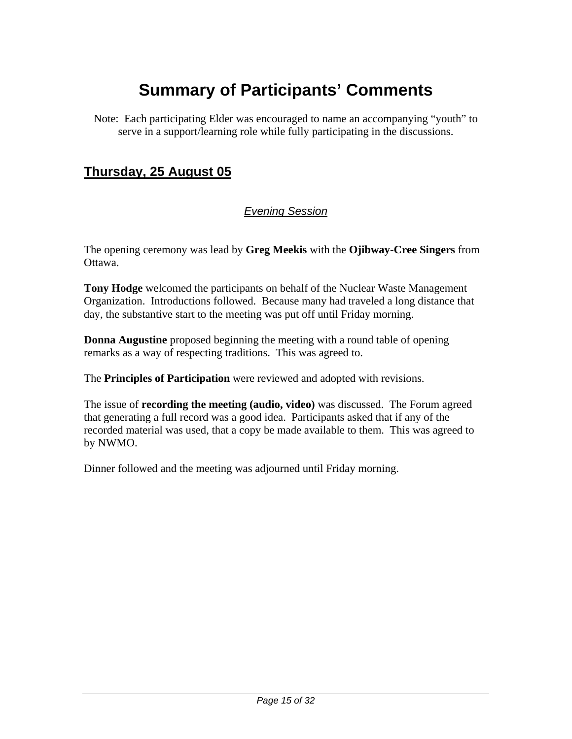# Summary of Participants' Comments

Note: Each participating Elder was encouraged to name an accompanying "youth" to serve in a support/learning role while fully participating in the discussions.

## Thursday, 25 August 05

### *Evening Session*

The opening ceremony was lead by **Greg Meekis** with the **Ojibway-Cree Singers** from Ottawa.

**Tony Hodge** welcomed the participants on behalf of the Nuclear Waste Management Organization. Introductions followed. Because many had traveled a long distance that day, the substantive start to the meeting was put off until Friday morning.

**Donna Augustine** proposed beginning the meeting with a round table of opening remarks as a way of respecting traditions. This was agreed to.

The **Principles of Participation** were reviewed and adopted with revisions.

The issue of **recording the meeting (audio, video)** was discussed. The Forum agreed that generating a full record was a good idea. Participants asked that if any of the recorded material was used, that a copy be made available to them. This was agreed to by NWMO.

Dinner followed and the meeting was adjourned until Friday morning.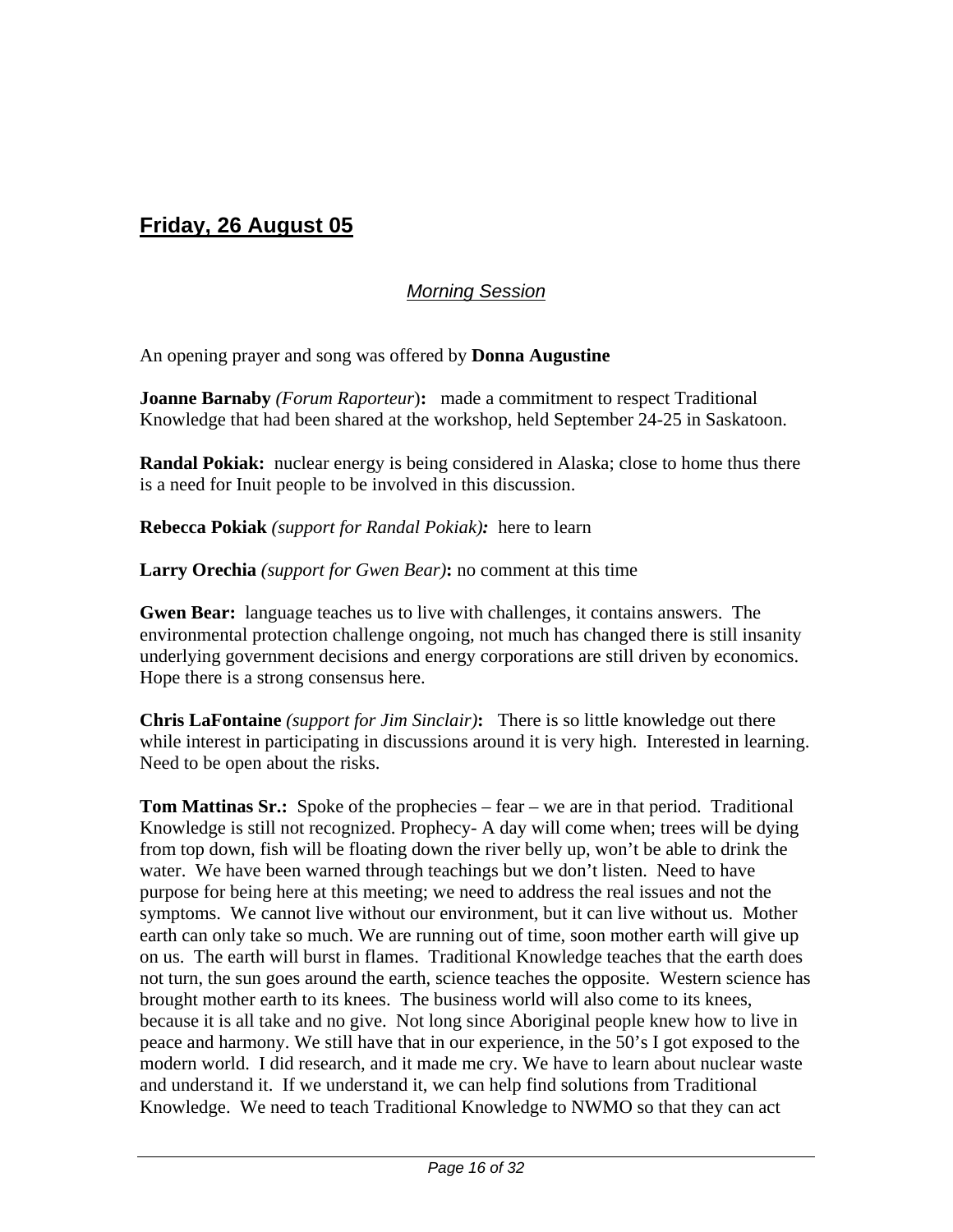## Friday, 26 August 05

### *Morning Session*

An opening prayer and song was offered by **Donna Augustine**

**Joanne Barnaby** *(Forum Raporteur)***:** made a commitment to respect Traditional Knowledge that had been shared at the workshop, held September 24-25 in Saskatoon.

**Randal Pokiak:** nuclear energy is being considered in Alaska; close to home thus there is a need for Inuit people to be involved in this discussion.

**Rebecca Pokiak** *(support for Randal Pokiak)***:** here to learn

**Larry Orechia** *(support for Gwen Bear)***:** no comment at this time

**Gwen Bear:** language teaches us to live with challenges, it contains answers. The environmental protection challenge ongoing, not much has changed there is still insanity underlying government decisions and energy corporations are still driven by economics. Hope there is a strong consensus here.

**Chris LaFontaine** *(support for Jim Sinclair)***:** There is so little knowledge out there while interest in participating in discussions around it is very high. Interested in learning. Need to be open about the risks.

**Tom Mattinas Sr.:** Spoke of the prophecies – fear – we are in that period. Traditional Knowledge is still not recognized. Prophecy- A day will come when; trees will be dying from top down, fish will be floating down the river belly up, won't be able to drink the water. We have been warned through teachings but we don't listen. Need to have purpose for being here at this meeting; we need to address the real issues and not the symptoms. We cannot live without our environment, but it can live without us. Mother earth can only take so much. We are running out of time, soon mother earth will give up on us. The earth will burst in flames. Traditional Knowledge teaches that the earth does not turn, the sun goes around the earth, science teaches the opposite. Western science has brought mother earth to its knees. The business world will also come to its knees, because it is all take and no give. Not long since Aboriginal people knew how to live in peace and harmony. We still have that in our experience, in the 50's I got exposed to the modern world. I did research, and it made me cry. We have to learn about nuclear waste and understand it. If we understand it, we can help find solutions from Traditional Knowledge. We need to teach Traditional Knowledge to NWMO so that they can act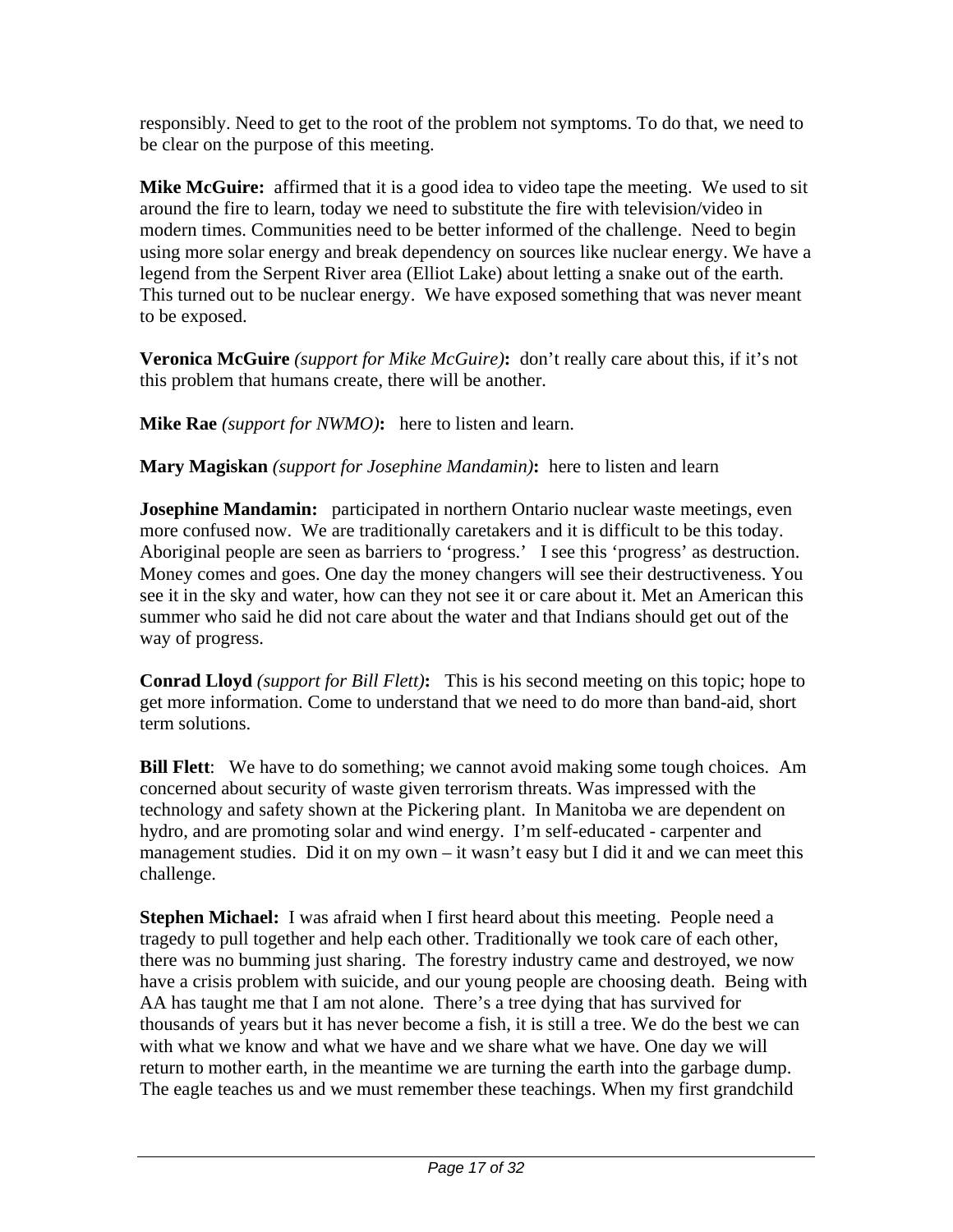responsibly. Need to get to the root of the problem not symptoms. To do that, we need to be clear on the purpose of this meeting.

**Mike McGuire:** affirmed that it is a good idea to video tape the meeting. We used to sit around the fire to learn, today we need to substitute the fire with television/video in modern times. Communities need to be better informed of the challenge. Need to begin using more solar energy and break dependency on sources like nuclear energy. We have a legend from the Serpent River area (Elliot Lake) about letting a snake out of the earth. This turned out to be nuclear energy. We have exposed something that was never meant to be exposed.

**Veronica McGuire** *(support for Mike McGuire)***:** don't really care about this, if it's not this problem that humans create, there will be another.

**Mike Rae** *(support for NWMO)***:** here to listen and learn.

**Mary Magiskan** *(support for Josephine Mandamin)***:** here to listen and learn

**Josephine Mandamin:** participated in northern Ontario nuclear waste meetings, even more confused now. We are traditionally caretakers and it is difficult to be this today. Aboriginal people are seen as barriers to 'progress.' I see this 'progress' as destruction. Money comes and goes. One day the money changers will see their destructiveness. You see it in the sky and water, how can they not see it or care about it. Met an American this summer who said he did not care about the water and that Indians should get out of the way of progress.

**Conrad Lloyd** *(support for Bill Flett)***:** This is his second meeting on this topic; hope to get more information. Come to understand that we need to do more than band-aid, short term solutions.

**Bill Flett**: We have to do something; we cannot avoid making some tough choices. Am concerned about security of waste given terrorism threats. Was impressed with the technology and safety shown at the Pickering plant. In Manitoba we are dependent on hydro, and are promoting solar and wind energy. I'm self-educated - carpenter and management studies. Did it on my own – it wasn't easy but I did it and we can meet this challenge.

**Stephen Michael:** I was afraid when I first heard about this meeting. People need a tragedy to pull together and help each other. Traditionally we took care of each other, there was no bumming just sharing. The forestry industry came and destroyed, we now have a crisis problem with suicide, and our young people are choosing death. Being with AA has taught me that I am not alone. There's a tree dying that has survived for thousands of years but it has never become a fish, it is still a tree. We do the best we can with what we know and what we have and we share what we have. One day we will return to mother earth, in the meantime we are turning the earth into the garbage dump. The eagle teaches us and we must remember these teachings. When my first grandchild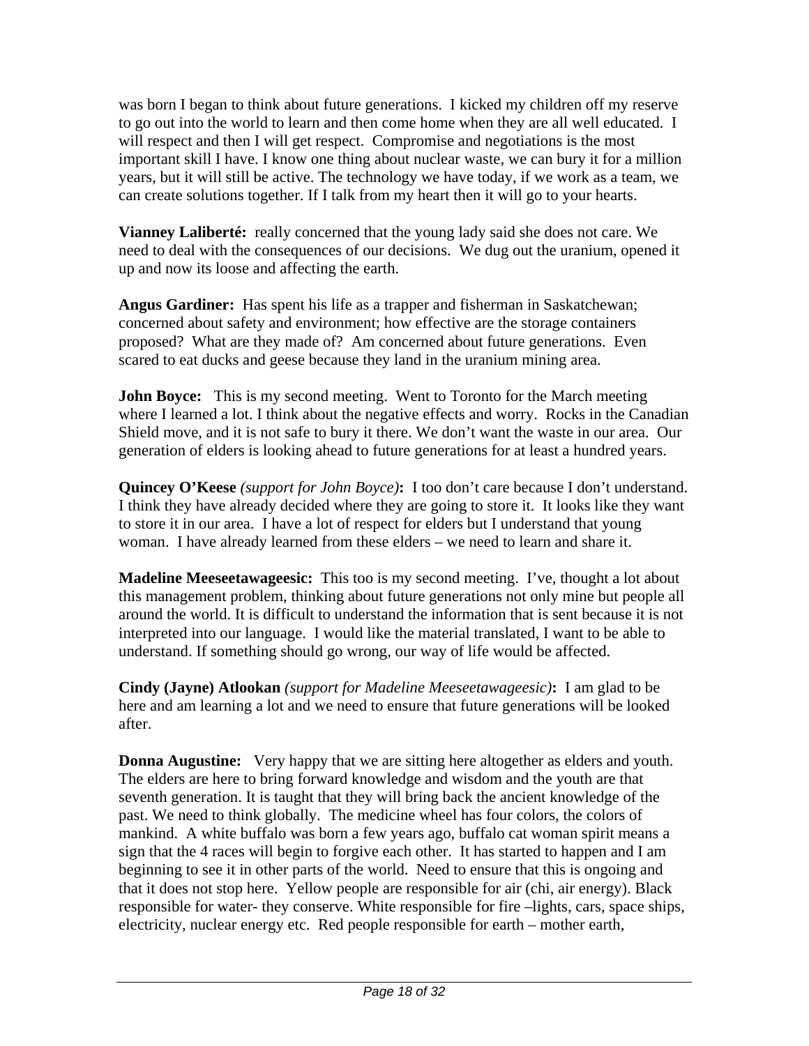was born I began to think about future generations. I kicked my children off my reserve to go out into the world to learn and then come home when they are all well educated. I will respect and then I will get respect. Compromise and negotiations is the most important skill I have. I know one thing about nuclear waste, we can bury it for a million years, but it will still be active. The technology we have today, if we work as a team, we can create solutions together. If I talk from my heart then it will go to your hearts.

**Vianney Laliberté:** really concerned that the young lady said she does not care. We need to deal with the consequences of our decisions. We dug out the uranium, opened it up and now its loose and affecting the earth.

**Angus Gardiner:** Has spent his life as a trapper and fisherman in Saskatchewan; concerned about safety and environment; how effective are the storage containers proposed? What are they made of? Am concerned about future generations. Even scared to eat ducks and geese because they land in the uranium mining area.

**John Boyce:** This is my second meeting. Went to Toronto for the March meeting where I learned a lot. I think about the negative effects and worry. Rocks in the Canadian Shield move, and it is not safe to bury it there. We don't want the waste in our area. Our generation of elders is looking ahead to future generations for at least a hundred years.

**Quincey O'Keese** *(support for John Boyce)***:** I too don't care because I don't understand. I think they have already decided where they are going to store it. It looks like they want to store it in our area. I have a lot of respect for elders but I understand that young woman. I have already learned from these elders – we need to learn and share it.

**Madeline Meeseetawageesic:** This too is my second meeting. I've, thought a lot about this management problem, thinking about future generations not only mine but people all around the world. It is difficult to understand the information that is sent because it is not interpreted into our language. I would like the material translated, I want to be able to understand. If something should go wrong, our way of life would be affected.

**Cindy (Jayne) Atlookan** *(support for Madeline Meeseetawageesic)***:** I am glad to be here and am learning a lot and we need to ensure that future generations will be looked after.

**Donna Augustine:** Very happy that we are sitting here altogether as elders and youth. The elders are here to bring forward knowledge and wisdom and the youth are that seventh generation. It is taught that they will bring back the ancient knowledge of the past. We need to think globally. The medicine wheel has four colors, the colors of mankind. A white buffalo was born a few years ago, buffalo cat woman spirit means a sign that the 4 races will begin to forgive each other. It has started to happen and I am beginning to see it in other parts of the world. Need to ensure that this is ongoing and that it does not stop here. Yellow people are responsible for air (chi, air energy). Black responsible for water- they conserve. White responsible for fire –lights, cars, space ships, electricity, nuclear energy etc. Red people responsible for earth – mother earth,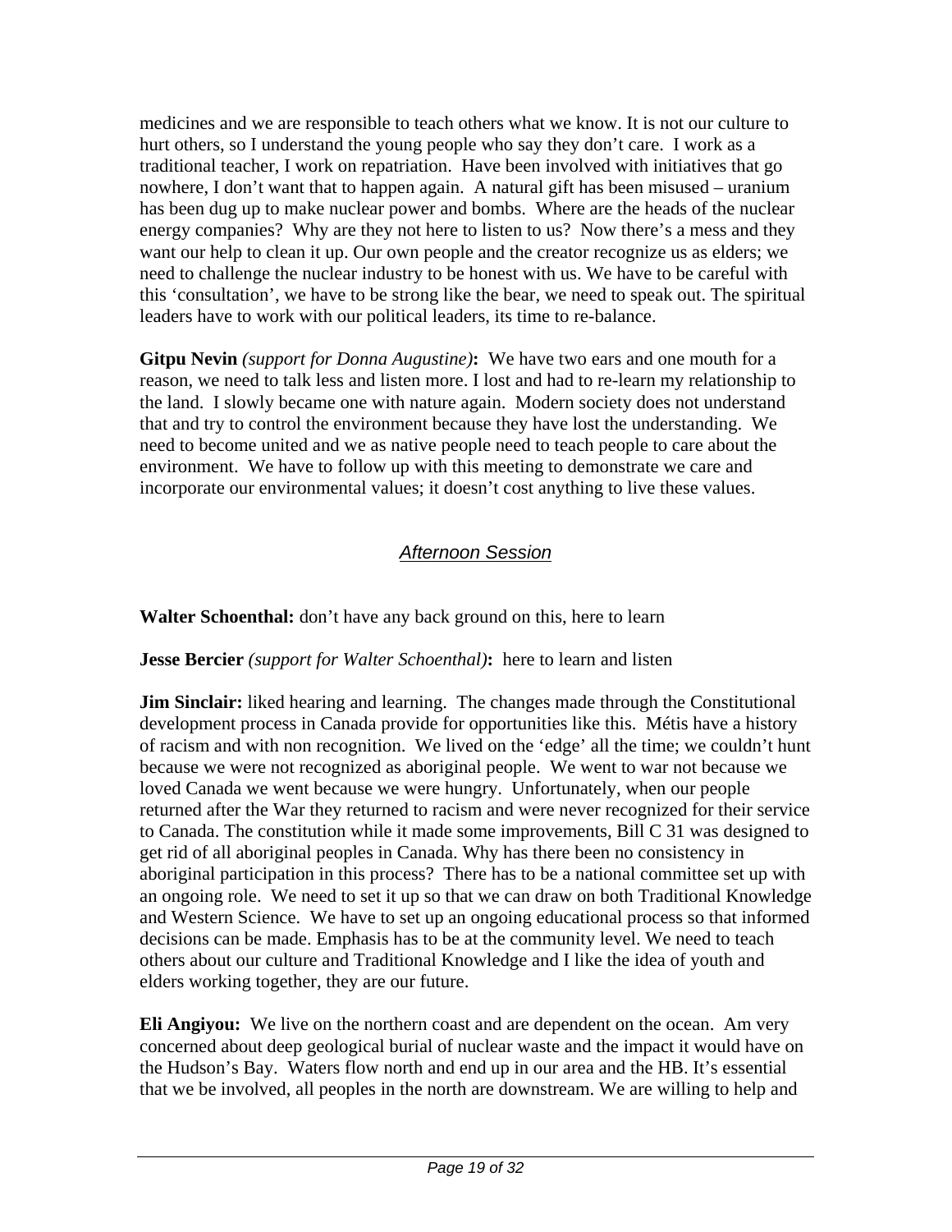medicines and we are responsible to teach others what we know. It is not our culture to hurt others, so I understand the young people who say they don't care. I work as a traditional teacher, I work on repatriation. Have been involved with initiatives that go nowhere, I don't want that to happen again. A natural gift has been misused – uranium has been dug up to make nuclear power and bombs. Where are the heads of the nuclear energy companies? Why are they not here to listen to us? Now there's a mess and they want our help to clean it up. Our own people and the creator recognize us as elders; we need to challenge the nuclear industry to be honest with us. We have to be careful with this 'consultation', we have to be strong like the bear, we need to speak out. The spiritual leaders have to work with our political leaders, its time to re-balance.

**Gitpu Nevin** *(support for Donna Augustine)***:** We have two ears and one mouth for a reason, we need to talk less and listen more. I lost and had to re-learn my relationship to the land. I slowly became one with nature again. Modern society does not understand that and try to control the environment because they have lost the understanding. We need to become united and we as native people need to teach people to care about the environment. We have to follow up with this meeting to demonstrate we care and incorporate our environmental values; it doesn't cost anything to live these values.

## *Afternoon Session*

**Walter Schoenthal:** don't have any back ground on this, here to learn

**Jesse Bercier** *(support for Walter Schoenthal)***:** here to learn and listen

**Jim Sinclair:** liked hearing and learning. The changes made through the Constitutional development process in Canada provide for opportunities like this. Métis have a history of racism and with non recognition. We lived on the 'edge' all the time; we couldn't hunt because we were not recognized as aboriginal people. We went to war not because we loved Canada we went because we were hungry. Unfortunately, when our people returned after the War they returned to racism and were never recognized for their service to Canada. The constitution while it made some improvements, Bill C 31 was designed to get rid of all aboriginal peoples in Canada. Why has there been no consistency in aboriginal participation in this process? There has to be a national committee set up with an ongoing role. We need to set it up so that we can draw on both Traditional Knowledge and Western Science. We have to set up an ongoing educational process so that informed decisions can be made. Emphasis has to be at the community level. We need to teach others about our culture and Traditional Knowledge and I like the idea of youth and elders working together, they are our future.

**Eli Angiyou:** We live on the northern coast and are dependent on the ocean. Am very concerned about deep geological burial of nuclear waste and the impact it would have on the Hudson's Bay. Waters flow north and end up in our area and the HB. It's essential that we be involved, all peoples in the north are downstream. We are willing to help and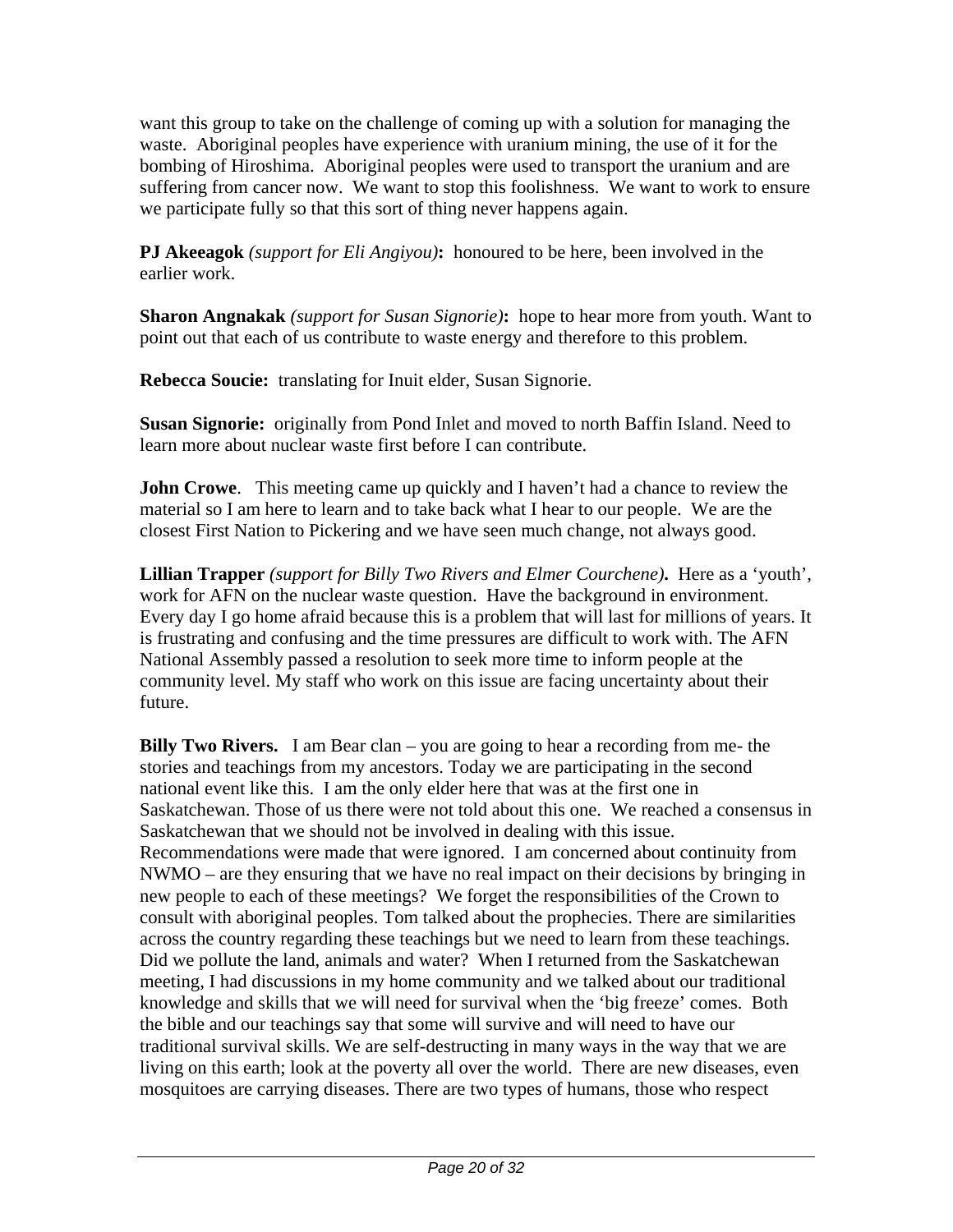want this group to take on the challenge of coming up with a solution for managing the waste. Aboriginal peoples have experience with uranium mining, the use of it for the bombing of Hiroshima. Aboriginal peoples were used to transport the uranium and are suffering from cancer now. We want to stop this foolishness. We want to work to ensure we participate fully so that this sort of thing never happens again.

**PJ Akeeagok** *(support for Eli Angiyou)***:** honoured to be here, been involved in the earlier work.

**Sharon Angnakak** *(support for Susan Signorie)***:** hope to hear more from youth. Want to point out that each of us contribute to waste energy and therefore to this problem.

**Rebecca Soucie:** translating for Inuit elder, Susan Signorie.

**Susan Signorie:** originally from Pond Inlet and moved to north Baffin Island. Need to learn more about nuclear waste first before I can contribute.

**John Crowe**. This meeting came up quickly and I haven't had a chance to review the material so I am here to learn and to take back what I hear to our people. We are the closest First Nation to Pickering and we have seen much change, not always good.

**Lillian Trapper** *(support for Billy Two Rivers and Elmer Courchene)***.** Here as a 'youth', work for AFN on the nuclear waste question. Have the background in environment. Every day I go home afraid because this is a problem that will last for millions of years. It is frustrating and confusing and the time pressures are difficult to work with. The AFN National Assembly passed a resolution to seek more time to inform people at the community level. My staff who work on this issue are facing uncertainty about their future.

**Billy Two Rivers.** I am Bear clan – you are going to hear a recording from me- the stories and teachings from my ancestors. Today we are participating in the second national event like this. I am the only elder here that was at the first one in Saskatchewan. Those of us there were not told about this one. We reached a consensus in Saskatchewan that we should not be involved in dealing with this issue. Recommendations were made that were ignored. I am concerned about continuity from NWMO – are they ensuring that we have no real impact on their decisions by bringing in new people to each of these meetings? We forget the responsibilities of the Crown to consult with aboriginal peoples. Tom talked about the prophecies. There are similarities across the country regarding these teachings but we need to learn from these teachings. Did we pollute the land, animals and water? When I returned from the Saskatchewan meeting, I had discussions in my home community and we talked about our traditional knowledge and skills that we will need for survival when the 'big freeze' comes. Both the bible and our teachings say that some will survive and will need to have our traditional survival skills. We are self-destructing in many ways in the way that we are living on this earth; look at the poverty all over the world. There are new diseases, even mosquitoes are carrying diseases. There are two types of humans, those who respect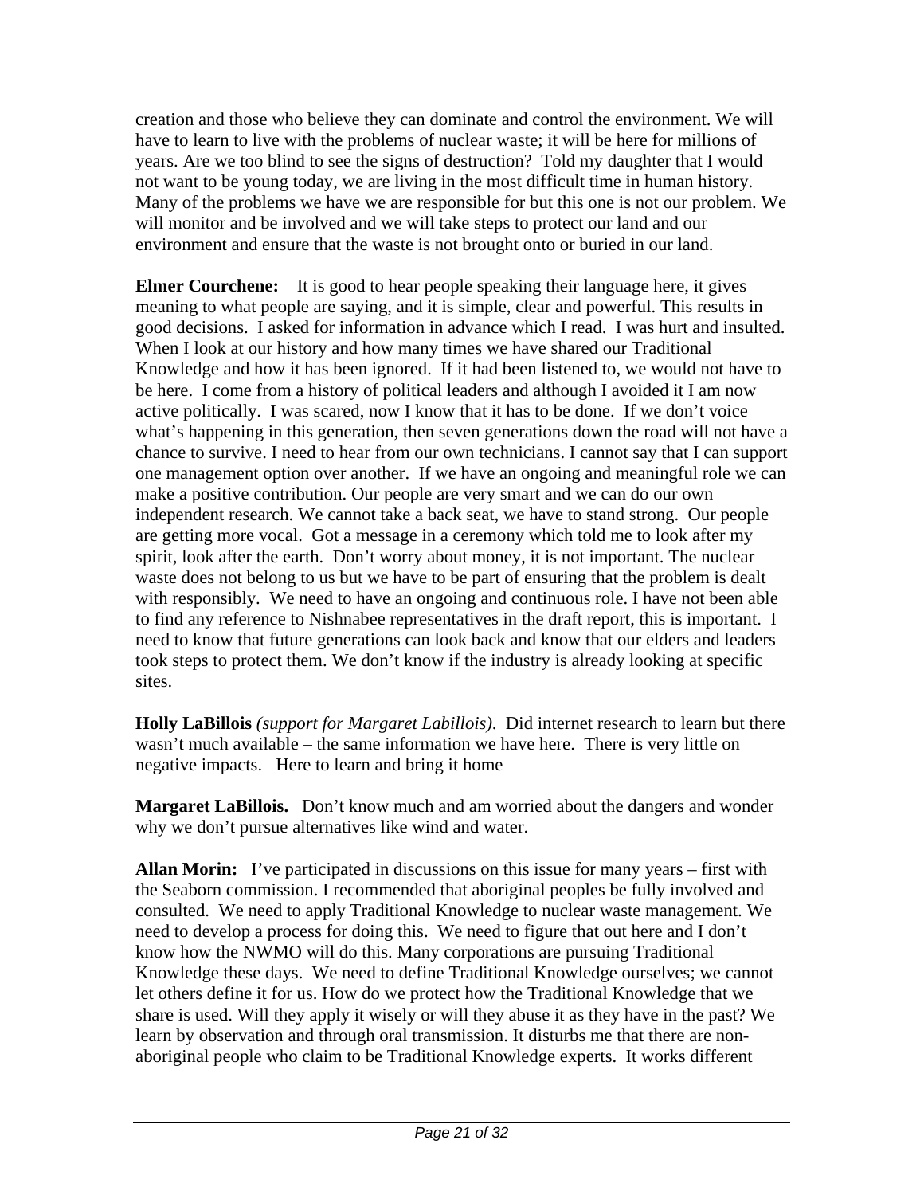creation and those who believe they can dominate and control the environment. We will have to learn to live with the problems of nuclear waste; it will be here for millions of years. Are we too blind to see the signs of destruction? Told my daughter that I would not want to be young today, we are living in the most difficult time in human history. Many of the problems we have we are responsible for but this one is not our problem. We will monitor and be involved and we will take steps to protect our land and our environment and ensure that the waste is not brought onto or buried in our land.

**Elmer Courchene:** It is good to hear people speaking their language here, it gives meaning to what people are saying, and it is simple, clear and powerful. This results in good decisions. I asked for information in advance which I read. I was hurt and insulted. When I look at our history and how many times we have shared our Traditional Knowledge and how it has been ignored. If it had been listened to, we would not have to be here. I come from a history of political leaders and although I avoided it I am now active politically. I was scared, now I know that it has to be done. If we don't voice what's happening in this generation, then seven generations down the road will not have a chance to survive. I need to hear from our own technicians. I cannot say that I can support one management option over another. If we have an ongoing and meaningful role we can make a positive contribution. Our people are very smart and we can do our own independent research. We cannot take a back seat, we have to stand strong. Our people are getting more vocal. Got a message in a ceremony which told me to look after my spirit, look after the earth. Don't worry about money, it is not important. The nuclear waste does not belong to us but we have to be part of ensuring that the problem is dealt with responsibly. We need to have an ongoing and continuous role. I have not been able to find any reference to Nishnabee representatives in the draft report, this is important. I need to know that future generations can look back and know that our elders and leaders took steps to protect them. We don't know if the industry is already looking at specific sites.

**Holly LaBillois** *(support for Margaret Labillois)*. Did internet research to learn but there wasn't much available – the same information we have here. There is very little on negative impacts. Here to learn and bring it home

**Margaret LaBillois.** Don't know much and am worried about the dangers and wonder why we don't pursue alternatives like wind and water.

**Allan Morin:** I've participated in discussions on this issue for many years – first with the Seaborn commission. I recommended that aboriginal peoples be fully involved and consulted. We need to apply Traditional Knowledge to nuclear waste management. We need to develop a process for doing this. We need to figure that out here and I don't know how the NWMO will do this. Many corporations are pursuing Traditional Knowledge these days. We need to define Traditional Knowledge ourselves; we cannot let others define it for us. How do we protect how the Traditional Knowledge that we share is used. Will they apply it wisely or will they abuse it as they have in the past? We learn by observation and through oral transmission. It disturbs me that there are non-aboriginal people who claim to be Traditional Knowledge experts. It works different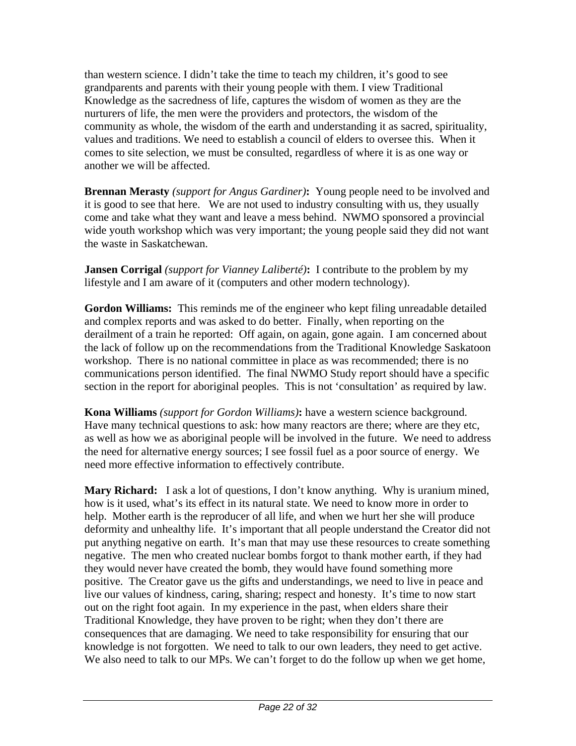than western science. I didn't take the time to teach my children, it's good to see grandparents and parents with their young people with them. I view Traditional Knowledge as the sacredness of life, captures the wisdom of women as they are the nurturers of life, the men were the providers and protectors, the wisdom of the community as whole, the wisdom of the earth and understanding it as sacred, spirituality, values and traditions. We need to establish a council of elders to oversee this. When it comes to site selection, we must be consulted, regardless of where it is as one way or another we will be affected.

**Brennan Merasty** *(support for Angus Gardiner)***:** Young people need to be involved and it is good to see that here. We are not used to industry consulting with us, they usually come and take what they want and leave a mess behind. NWMO sponsored a provincial wide youth workshop which was very important; the young people said they did not want the waste in Saskatchewan.

**Jansen Corrigal** *(support for Vianney Laliberté)***:** I contribute to the problem by my lifestyle and I am aware of it (computers and other modern technology).

**Gordon Williams:** This reminds me of the engineer who kept filing unreadable detailed and complex reports and was asked to do better. Finally, when reporting on the derailment of a train he reported: Off again, on again, gone again. I am concerned about the lack of follow up on the recommendations from the Traditional Knowledge Saskatoon workshop. There is no national committee in place as was recommended; there is no communications person identified. The final NWMO Study report should have a specific section in the report for aboriginal peoples. This is not 'consultation' as required by law.

**Kona Williams** *(support for Gordon Williams)***:** have a western science background. Have many technical questions to ask: how many reactors are there; where are they etc, as well as how we as aboriginal people will be involved in the future. We need to address the need for alternative energy sources; I see fossil fuel as a poor source of energy. We need more effective information to effectively contribute.

**Mary Richard:** I ask a lot of questions, I don't know anything. Why is uranium mined, how is it used, what's its effect in its natural state. We need to know more in order to help. Mother earth is the reproducer of all life, and when we hurt her she will produce deformity and unhealthy life. It's important that all people understand the Creator did not put anything negative on earth. It's man that may use these resources to create something negative. The men who created nuclear bombs forgot to thank mother earth, if they had they would never have created the bomb, they would have found something more positive. The Creator gave us the gifts and understandings, we need to live in peace and live our values of kindness, caring, sharing; respect and honesty. It's time to now start out on the right foot again. In my experience in the past, when elders share their Traditional Knowledge, they have proven to be right; when they don't there are consequences that are damaging. We need to take responsibility for ensuring that our knowledge is not forgotten. We need to talk to our own leaders, they need to get active. We also need to talk to our MPs. We can't forget to do the follow up when we get home,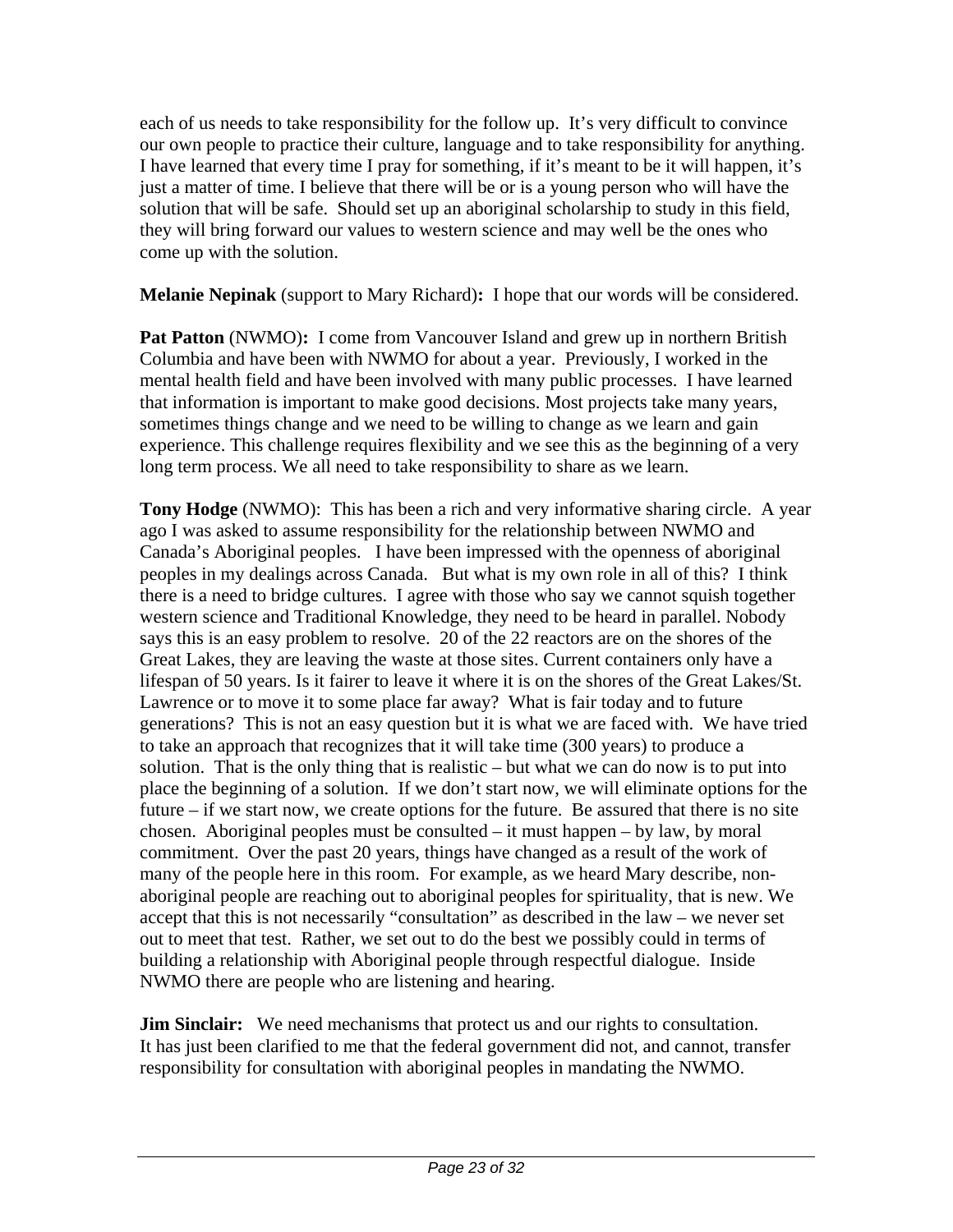each of us needs to take responsibility for the follow up. It's very difficult to convince our own people to practice their culture, language and to take responsibility for anything. I have learned that every time I pray for something, if it's meant to be it will happen, it's just a matter of time. I believe that there will be or is a young person who will have the solution that will be safe. Should set up an aboriginal scholarship to study in this field, they will bring forward our values to western science and may well be the ones who come up with the solution.

**Melanie Nepinak** (support to Mary Richard)**:** I hope that our words will be considered.

**Pat Patton** (NWMO)**:** I come from Vancouver Island and grew up in northern British Columbia and have been with NWMO for about a year. Previously, I worked in the mental health field and have been involved with many public processes. I have learned that information is important to make good decisions. Most projects take many years, sometimes things change and we need to be willing to change as we learn and gain experience. This challenge requires flexibility and we see this as the beginning of a very long term process. We all need to take responsibility to share as we learn.

**Tony Hodge** (NWMO): This has been a rich and very informative sharing circle. A year ago I was asked to assume responsibility for the relationship between NWMO and Canada's Aboriginal peoples. I have been impressed with the openness of aboriginal peoples in my dealings across Canada. But what is my own role in all of this? I think there is a need to bridge cultures. I agree with those who say we cannot squish together western science and Traditional Knowledge, they need to be heard in parallel. Nobody says this is an easy problem to resolve. 20 of the 22 reactors are on the shores of the Great Lakes, they are leaving the waste at those sites. Current containers only have a lifespan of 50 years. Is it fairer to leave it where it is on the shores of the Great Lakes/St. Lawrence or to move it to some place far away? What is fair today and to future generations? This is not an easy question but it is what we are faced with. We have tried to take an approach that recognizes that it will take time (300 years) to produce a solution. That is the only thing that is realistic – but what we can do now is to put into place the beginning of a solution. If we don't start now, we will eliminate options for the future – if we start now, we create options for the future. Be assured that there is no site chosen. Aboriginal peoples must be consulted – it must happen – by law, by moral commitment. Over the past 20 years, things have changed as a result of the work of many of the people here in this room. For example, as we heard Mary describe, non-aboriginal people are reaching out to aboriginal peoples for spirituality, that is new. We accept that this is not necessarily "consultation" as described in the law – we never set out to meet that test. Rather, we set out to do the best we possibly could in terms of building a relationship with Aboriginal people through respectful dialogue. Inside NWMO there are people who are listening and hearing.

**Jim Sinclair:** We need mechanisms that protect us and our rights to consultation. It has just been clarified to me that the federal government did not, and cannot, transfer responsibility for consultation with aboriginal peoples in mandating the NWMO.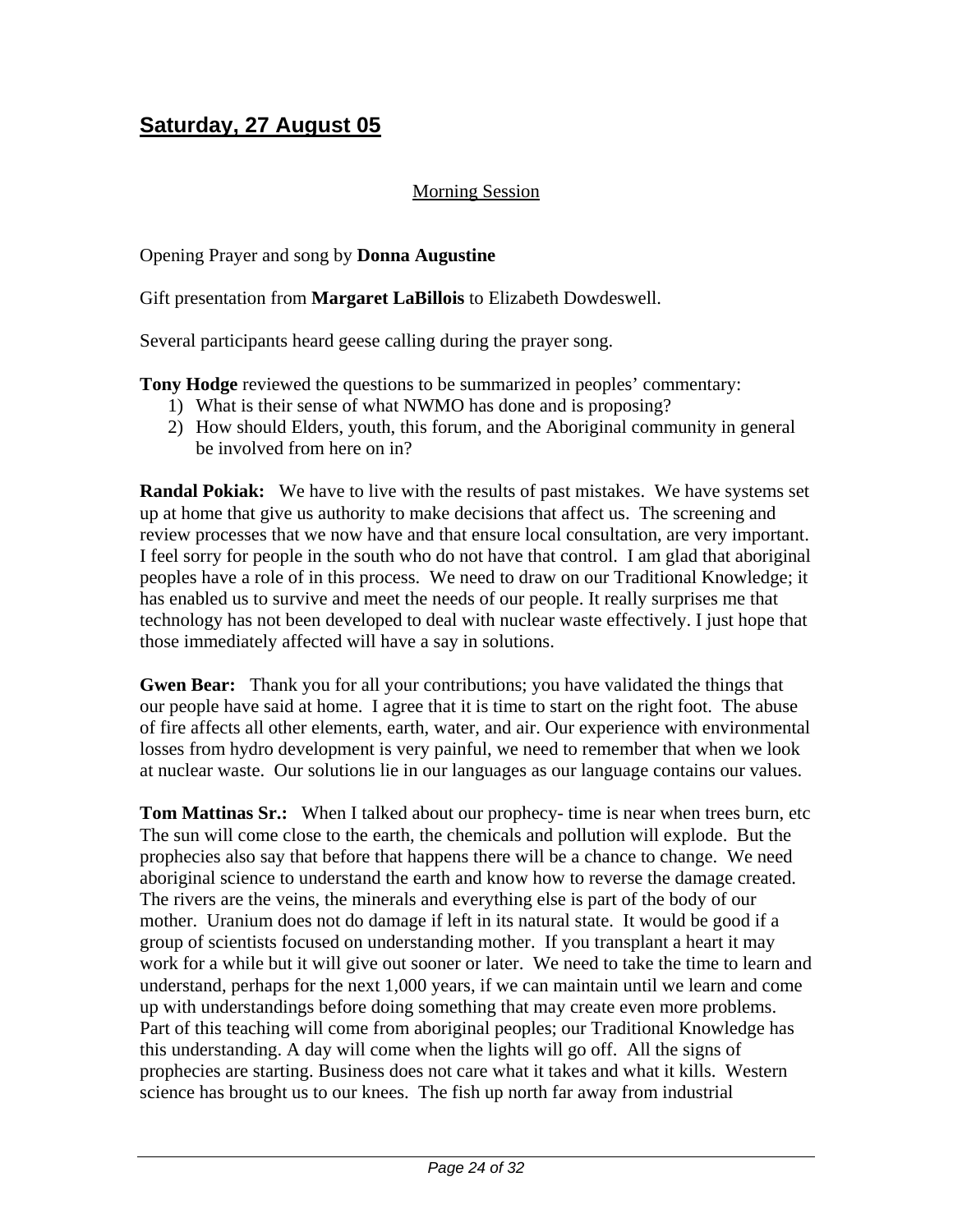## Saturday, 27 August 05

Morning Session

Opening Prayer and song by **Donna Augustine**

Gift presentation from **Margaret LaBillois** to Elizabeth Dowdeswell.

Several participants heard geese calling during the prayer song.

**Tony Hodge** reviewed the questions to be summarized in peoples' commentary:

1) What is their sense of what NWMO has done and is proposing?
2) How should Elders, youth, this forum, and the Aboriginal community in general be involved from here on in?

**Randal Pokiak:** We have to live with the results of past mistakes. We have systems set up at home that give us authority to make decisions that affect us. The screening and review processes that we now have and that ensure local consultation, are very important. I feel sorry for people in the south who do not have that control. I am glad that aboriginal peoples have a role of in this process. We need to draw on our Traditional Knowledge; it has enabled us to survive and meet the needs of our people. It really surprises me that technology has not been developed to deal with nuclear waste effectively. I just hope that those immediately affected will have a say in solutions.

**Gwen Bear:** Thank you for all your contributions; you have validated the things that our people have said at home. I agree that it is time to start on the right foot. The abuse of fire affects all other elements, earth, water, and air. Our experience with environmental losses from hydro development is very painful, we need to remember that when we look at nuclear waste. Our solutions lie in our languages as our language contains our values.

**Tom Mattinas Sr.:** When I talked about our prophecy- time is near when trees burn, etc The sun will come close to the earth, the chemicals and pollution will explode. But the prophecies also say that before that happens there will be a chance to change. We need aboriginal science to understand the earth and know how to reverse the damage created. The rivers are the veins, the minerals and everything else is part of the body of our mother. Uranium does not do damage if left in its natural state. It would be good if a group of scientists focused on understanding mother. If you transplant a heart it may work for a while but it will give out sooner or later. We need to take the time to learn and understand, perhaps for the next 1,000 years, if we can maintain until we learn and come up with understandings before doing something that may create even more problems. Part of this teaching will come from aboriginal peoples; our Traditional Knowledge has this understanding. A day will come when the lights will go off. All the signs of prophecies are starting. Business does not care what it takes and what it kills. Western science has brought us to our knees. The fish up north far away from industrial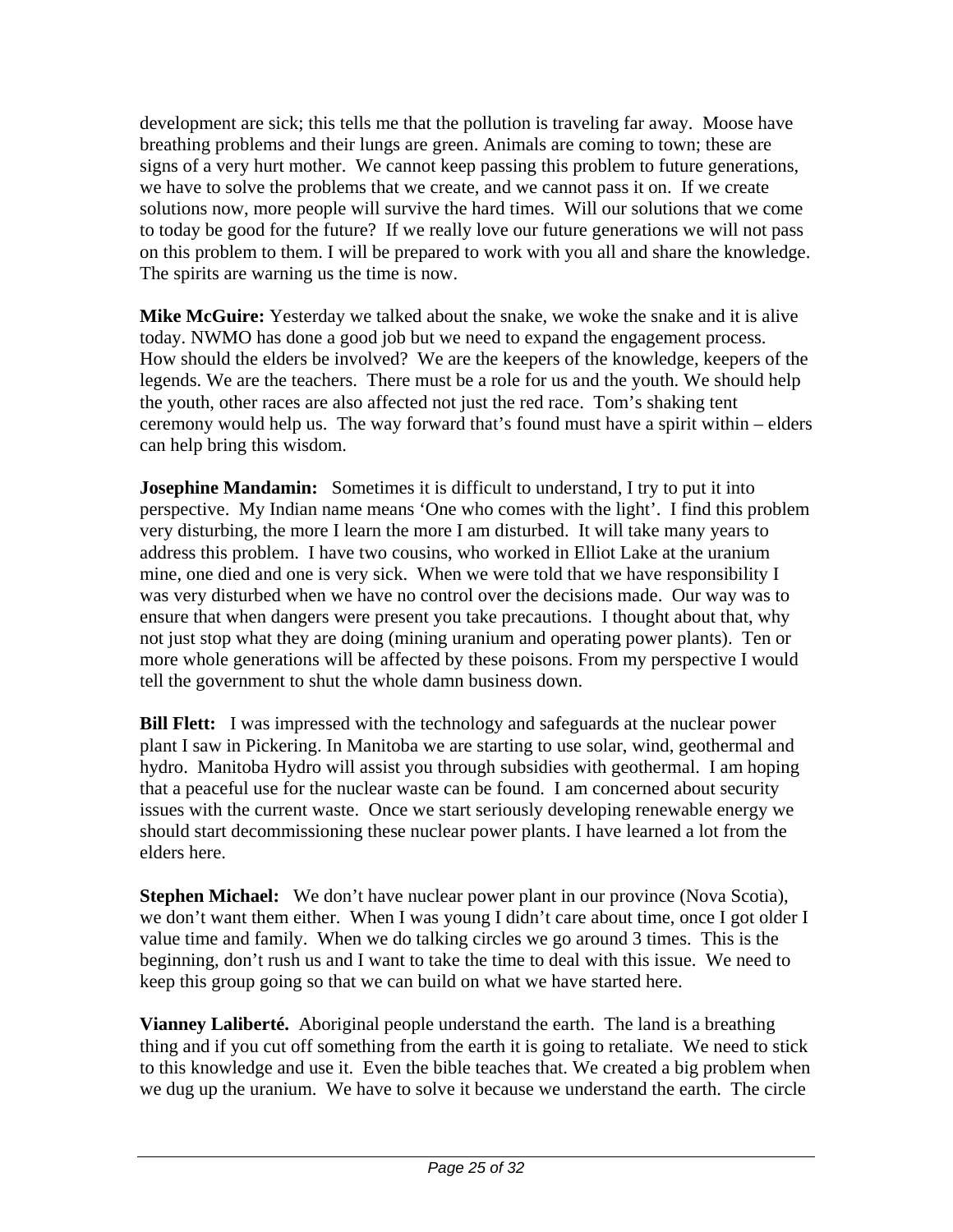development are sick; this tells me that the pollution is traveling far away. Moose have breathing problems and their lungs are green. Animals are coming to town; these are signs of a very hurt mother. We cannot keep passing this problem to future generations, we have to solve the problems that we create, and we cannot pass it on. If we create solutions now, more people will survive the hard times. Will our solutions that we come to today be good for the future? If we really love our future generations we will not pass on this problem to them. I will be prepared to work with you all and share the knowledge. The spirits are warning us the time is now.

**Mike McGuire:** Yesterday we talked about the snake, we woke the snake and it is alive today. NWMO has done a good job but we need to expand the engagement process. How should the elders be involved? We are the keepers of the knowledge, keepers of the legends. We are the teachers. There must be a role for us and the youth. We should help the youth, other races are also affected not just the red race. Tom's shaking tent ceremony would help us. The way forward that's found must have a spirit within – elders can help bring this wisdom.

**Josephine Mandamin:** Sometimes it is difficult to understand, I try to put it into perspective. My Indian name means 'One who comes with the light'. I find this problem very disturbing, the more I learn the more I am disturbed. It will take many years to address this problem. I have two cousins, who worked in Elliot Lake at the uranium mine, one died and one is very sick. When we were told that we have responsibility I was very disturbed when we have no control over the decisions made. Our way was to ensure that when dangers were present you take precautions. I thought about that, why not just stop what they are doing (mining uranium and operating power plants). Ten or more whole generations will be affected by these poisons. From my perspective I would tell the government to shut the whole damn business down.

**Bill Flett:** I was impressed with the technology and safeguards at the nuclear power plant I saw in Pickering. In Manitoba we are starting to use solar, wind, geothermal and hydro. Manitoba Hydro will assist you through subsidies with geothermal. I am hoping that a peaceful use for the nuclear waste can be found. I am concerned about security issues with the current waste. Once we start seriously developing renewable energy we should start decommissioning these nuclear power plants. I have learned a lot from the elders here.

**Stephen Michael:** We don't have nuclear power plant in our province (Nova Scotia), we don't want them either. When I was young I didn't care about time, once I got older I value time and family. When we do talking circles we go around 3 times. This is the beginning, don't rush us and I want to take the time to deal with this issue. We need to keep this group going so that we can build on what we have started here.

**Vianney Laliberté.** Aboriginal people understand the earth. The land is a breathing thing and if you cut off something from the earth it is going to retaliate. We need to stick to this knowledge and use it. Even the bible teaches that. We created a big problem when we dug up the uranium. We have to solve it because we understand the earth. The circle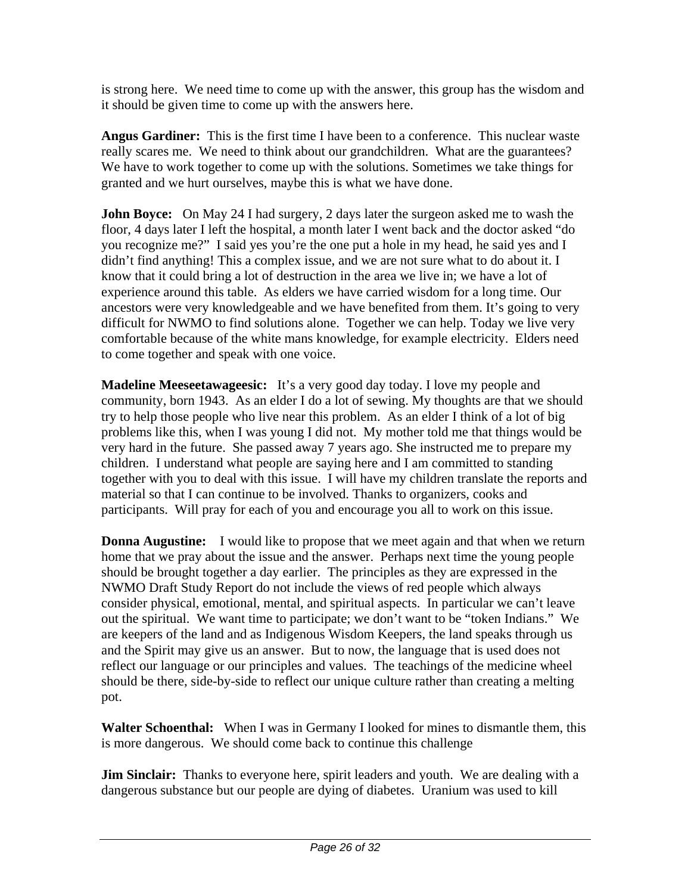is strong here. We need time to come up with the answer, this group has the wisdom and it should be given time to come up with the answers here.

**Angus Gardiner:** This is the first time I have been to a conference. This nuclear waste really scares me. We need to think about our grandchildren. What are the guarantees? We have to work together to come up with the solutions. Sometimes we take things for granted and we hurt ourselves, maybe this is what we have done.

**John Boyce:** On May 24 I had surgery, 2 days later the surgeon asked me to wash the floor, 4 days later I left the hospital, a month later I went back and the doctor asked "do you recognize me?" I said yes you're the one put a hole in my head, he said yes and I didn't find anything! This a complex issue, and we are not sure what to do about it. I know that it could bring a lot of destruction in the area we live in; we have a lot of experience around this table. As elders we have carried wisdom for a long time. Our ancestors were very knowledgeable and we have benefited from them. It's going to very difficult for NWMO to find solutions alone. Together we can help. Today we live very comfortable because of the white mans knowledge, for example electricity. Elders need to come together and speak with one voice.

**Madeline Meeseetawageesic:** It's a very good day today. I love my people and community, born 1943. As an elder I do a lot of sewing. My thoughts are that we should try to help those people who live near this problem. As an elder I think of a lot of big problems like this, when I was young I did not. My mother told me that things would be very hard in the future. She passed away 7 years ago. She instructed me to prepare my children. I understand what people are saying here and I am committed to standing together with you to deal with this issue. I will have my children translate the reports and material so that I can continue to be involved. Thanks to organizers, cooks and participants. Will pray for each of you and encourage you all to work on this issue.

**Donna Augustine:** I would like to propose that we meet again and that when we return home that we pray about the issue and the answer. Perhaps next time the young people should be brought together a day earlier. The principles as they are expressed in the NWMO Draft Study Report do not include the views of red people which always consider physical, emotional, mental, and spiritual aspects. In particular we can't leave out the spiritual. We want time to participate; we don't want to be "token Indians." We are keepers of the land and as Indigenous Wisdom Keepers, the land speaks through us and the Spirit may give us an answer. But to now, the language that is used does not reflect our language or our principles and values. The teachings of the medicine wheel should be there, side-by-side to reflect our unique culture rather than creating a melting pot.

**Walter Schoenthal:** When I was in Germany I looked for mines to dismantle them, this is more dangerous. We should come back to continue this challenge

**Jim Sinclair:** Thanks to everyone here, spirit leaders and youth. We are dealing with a dangerous substance but our people are dying of diabetes. Uranium was used to kill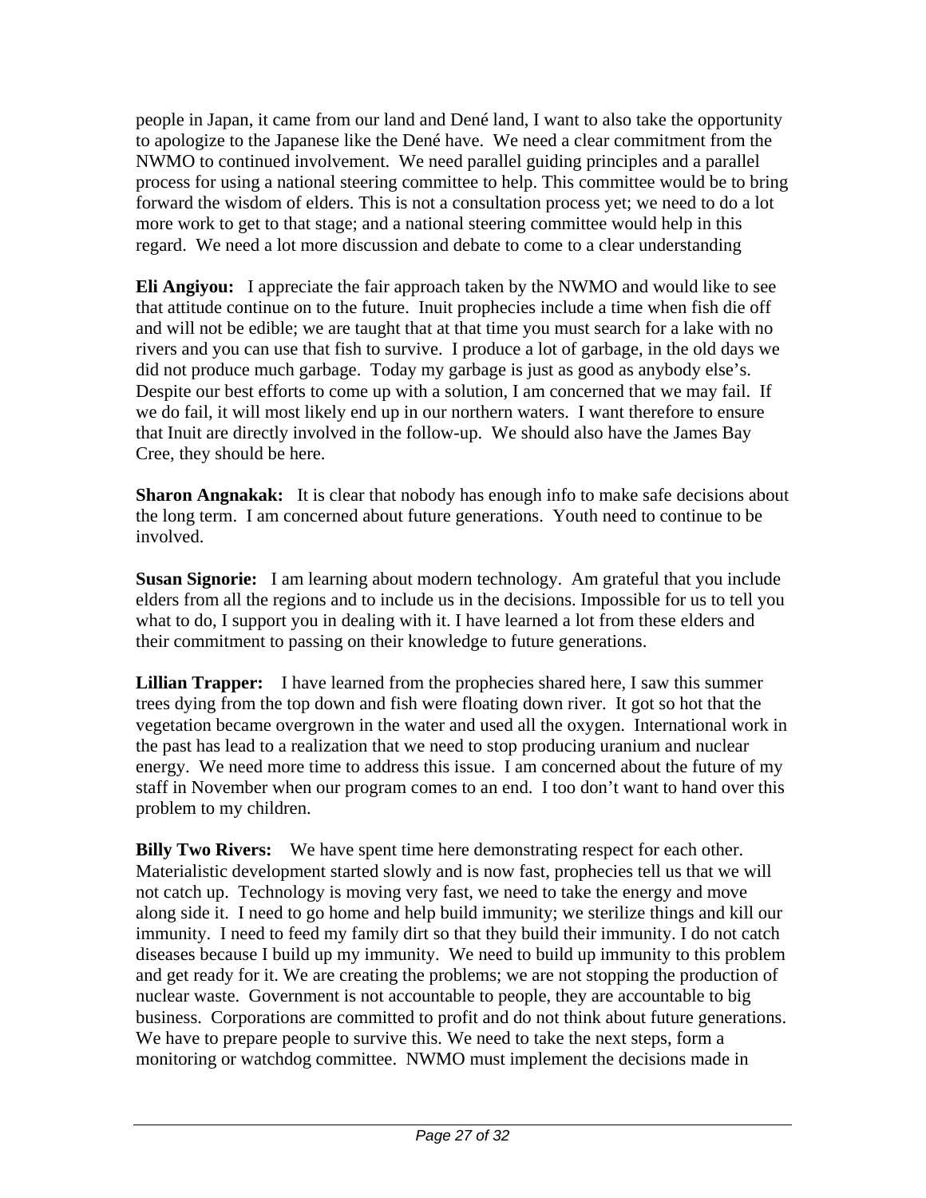people in Japan, it came from our land and Dené land, I want to also take the opportunity to apologize to the Japanese like the Dené have. We need a clear commitment from the NWMO to continued involvement. We need parallel guiding principles and a parallel process for using a national steering committee to help. This committee would be to bring forward the wisdom of elders. This is not a consultation process yet; we need to do a lot more work to get to that stage; and a national steering committee would help in this regard. We need a lot more discussion and debate to come to a clear understanding

**Eli Angiyou:** I appreciate the fair approach taken by the NWMO and would like to see that attitude continue on to the future. Inuit prophecies include a time when fish die off and will not be edible; we are taught that at that time you must search for a lake with no rivers and you can use that fish to survive. I produce a lot of garbage, in the old days we did not produce much garbage. Today my garbage is just as good as anybody else's. Despite our best efforts to come up with a solution, I am concerned that we may fail. If we do fail, it will most likely end up in our northern waters. I want therefore to ensure that Inuit are directly involved in the follow-up. We should also have the James Bay Cree, they should be here.

**Sharon Angnakak:** It is clear that nobody has enough info to make safe decisions about the long term. I am concerned about future generations. Youth need to continue to be involved.

**Susan Signorie:** I am learning about modern technology. Am grateful that you include elders from all the regions and to include us in the decisions. Impossible for us to tell you what to do, I support you in dealing with it. I have learned a lot from these elders and their commitment to passing on their knowledge to future generations.

**Lillian Trapper:** I have learned from the prophecies shared here, I saw this summer trees dying from the top down and fish were floating down river. It got so hot that the vegetation became overgrown in the water and used all the oxygen. International work in the past has lead to a realization that we need to stop producing uranium and nuclear energy. We need more time to address this issue. I am concerned about the future of my staff in November when our program comes to an end. I too don't want to hand over this problem to my children.

**Billy Two Rivers:** We have spent time here demonstrating respect for each other. Materialistic development started slowly and is now fast, prophecies tell us that we will not catch up. Technology is moving very fast, we need to take the energy and move along side it. I need to go home and help build immunity; we sterilize things and kill our immunity. I need to feed my family dirt so that they build their immunity. I do not catch diseases because I build up my immunity. We need to build up immunity to this problem and get ready for it. We are creating the problems; we are not stopping the production of nuclear waste. Government is not accountable to people, they are accountable to big business. Corporations are committed to profit and do not think about future generations. We have to prepare people to survive this. We need to take the next steps, form a monitoring or watchdog committee. NWMO must implement the decisions made in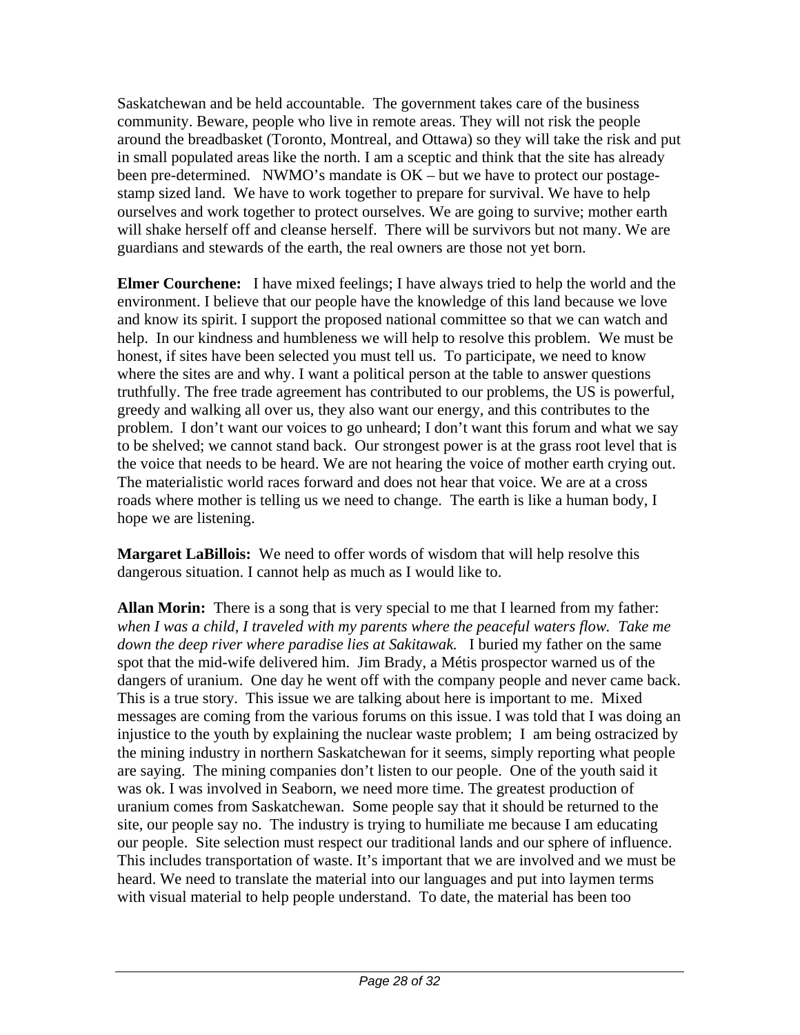Saskatchewan and be held accountable. The government takes care of the business community. Beware, people who live in remote areas. They will not risk the people around the breadbasket (Toronto, Montreal, and Ottawa) so they will take the risk and put in small populated areas like the north. I am a sceptic and think that the site has already been pre-determined. NWMO's mandate is OK – but we have to protect our postage-stamp sized land. We have to work together to prepare for survival. We have to help ourselves and work together to protect ourselves. We are going to survive; mother earth will shake herself off and cleanse herself. There will be survivors but not many. We are guardians and stewards of the earth, the real owners are those not yet born.

**Elmer Courchene:** I have mixed feelings; I have always tried to help the world and the environment. I believe that our people have the knowledge of this land because we love and know its spirit. I support the proposed national committee so that we can watch and help. In our kindness and humbleness we will help to resolve this problem. We must be honest, if sites have been selected you must tell us. To participate, we need to know where the sites are and why. I want a political person at the table to answer questions truthfully. The free trade agreement has contributed to our problems, the US is powerful, greedy and walking all over us, they also want our energy, and this contributes to the problem. I don't want our voices to go unheard; I don't want this forum and what we say to be shelved; we cannot stand back. Our strongest power is at the grass root level that is the voice that needs to be heard. We are not hearing the voice of mother earth crying out. The materialistic world races forward and does not hear that voice. We are at a cross roads where mother is telling us we need to change. The earth is like a human body, I hope we are listening.

**Margaret LaBillois:** We need to offer words of wisdom that will help resolve this dangerous situation. I cannot help as much as I would like to.

**Allan Morin:** There is a song that is very special to me that I learned from my father: *when I was a child, I traveled with my parents where the peaceful waters flow. Take me down the deep river where paradise lies at Sakitawak.* I buried my father on the same spot that the mid-wife delivered him. Jim Brady, a Métis prospector warned us of the dangers of uranium. One day he went off with the company people and never came back. This is a true story. This issue we are talking about here is important to me. Mixed messages are coming from the various forums on this issue. I was told that I was doing an injustice to the youth by explaining the nuclear waste problem; I am being ostracized by the mining industry in northern Saskatchewan for it seems, simply reporting what people are saying. The mining companies don't listen to our people. One of the youth said it was ok. I was involved in Seaborn, we need more time. The greatest production of uranium comes from Saskatchewan. Some people say that it should be returned to the site, our people say no. The industry is trying to humiliate me because I am educating our people. Site selection must respect our traditional lands and our sphere of influence. This includes transportation of waste. It's important that we are involved and we must be heard. We need to translate the material into our languages and put into laymen terms with visual material to help people understand. To date, the material has been too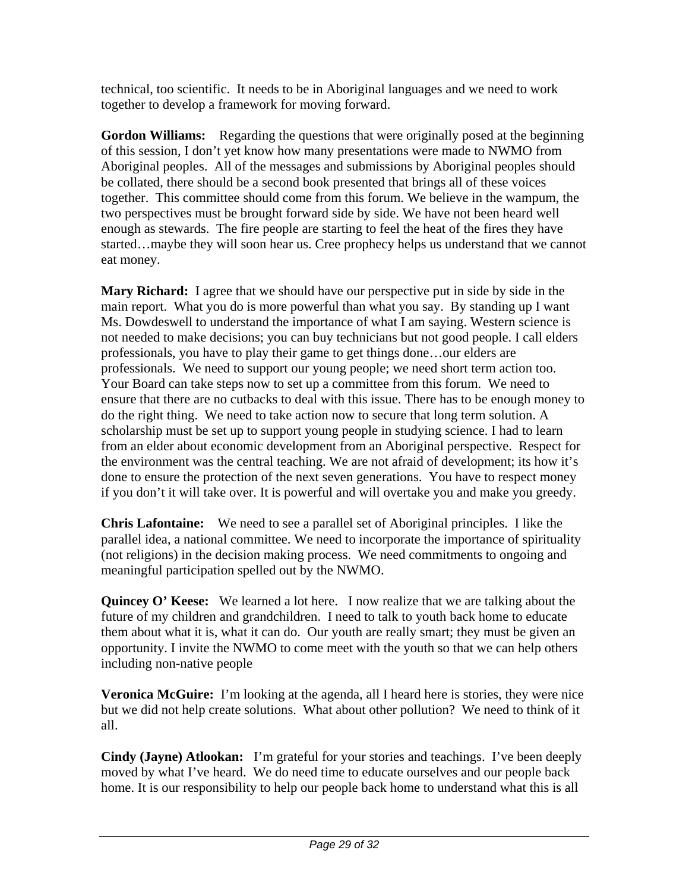technical, too scientific. It needs to be in Aboriginal languages and we need to work together to develop a framework for moving forward.

**Gordon Williams:** Regarding the questions that were originally posed at the beginning of this session, I don't yet know how many presentations were made to NWMO from Aboriginal peoples. All of the messages and submissions by Aboriginal peoples should be collated, there should be a second book presented that brings all of these voices together. This committee should come from this forum. We believe in the wampum, the two perspectives must be brought forward side by side. We have not been heard well enough as stewards. The fire people are starting to feel the heat of the fires they have started…maybe they will soon hear us. Cree prophecy helps us understand that we cannot eat money.

**Mary Richard:** I agree that we should have our perspective put in side by side in the main report. What you do is more powerful than what you say. By standing up I want Ms. Dowdeswell to understand the importance of what I am saying. Western science is not needed to make decisions; you can buy technicians but not good people. I call elders professionals, you have to play their game to get things done…our elders are professionals. We need to support our young people; we need short term action too. Your Board can take steps now to set up a committee from this forum. We need to ensure that there are no cutbacks to deal with this issue. There has to be enough money to do the right thing. We need to take action now to secure that long term solution. A scholarship must be set up to support young people in studying science. I had to learn from an elder about economic development from an Aboriginal perspective. Respect for the environment was the central teaching. We are not afraid of development; its how it's done to ensure the protection of the next seven generations. You have to respect money if you don't it will take over. It is powerful and will overtake you and make you greedy.

**Chris Lafontaine:** We need to see a parallel set of Aboriginal principles. I like the parallel idea, a national committee. We need to incorporate the importance of spirituality (not religions) in the decision making process. We need commitments to ongoing and meaningful participation spelled out by the NWMO.

**Quincey O' Keese:** We learned a lot here. I now realize that we are talking about the future of my children and grandchildren. I need to talk to youth back home to educate them about what it is, what it can do. Our youth are really smart; they must be given an opportunity. I invite the NWMO to come meet with the youth so that we can help others including non-native people

**Veronica McGuire:** I'm looking at the agenda, all I heard here is stories, they were nice but we did not help create solutions. What about other pollution? We need to think of it all.

**Cindy (Jayne) Atlookan:** I'm grateful for your stories and teachings. I've been deeply moved by what I've heard. We do need time to educate ourselves and our people back home. It is our responsibility to help our people back home to understand what this is all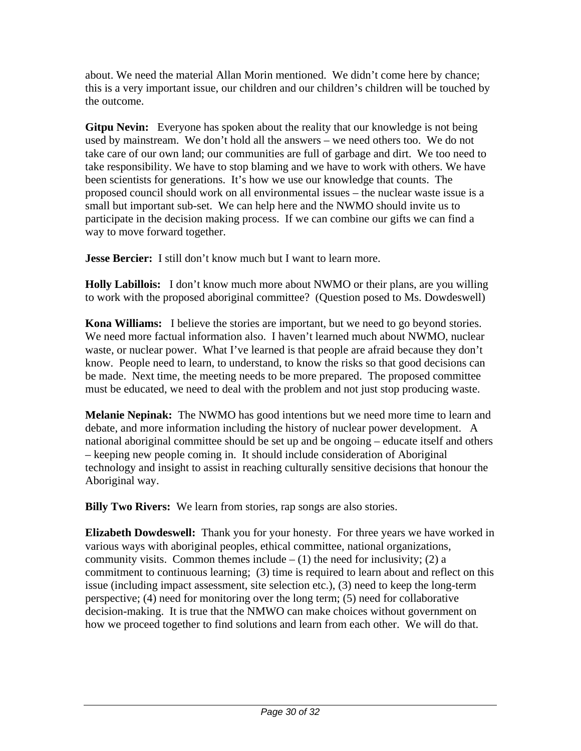about. We need the material Allan Morin mentioned. We didn't come here by chance; this is a very important issue, our children and our children's children will be touched by the outcome.

**Gitpu Nevin:** Everyone has spoken about the reality that our knowledge is not being used by mainstream. We don't hold all the answers – we need others too. We do not take care of our own land; our communities are full of garbage and dirt. We too need to take responsibility. We have to stop blaming and we have to work with others. We have been scientists for generations. It's how we use our knowledge that counts. The proposed council should work on all environmental issues – the nuclear waste issue is a small but important sub-set. We can help here and the NWMO should invite us to participate in the decision making process. If we can combine our gifts we can find a way to move forward together.

**Jesse Bercier:** I still don't know much but I want to learn more.

**Holly Labillois:** I don't know much more about NWMO or their plans, are you willing to work with the proposed aboriginal committee? (Question posed to Ms. Dowdeswell)

**Kona Williams:** I believe the stories are important, but we need to go beyond stories. We need more factual information also. I haven't learned much about NWMO, nuclear waste, or nuclear power. What I've learned is that people are afraid because they don't know. People need to learn, to understand, to know the risks so that good decisions can be made. Next time, the meeting needs to be more prepared. The proposed committee must be educated, we need to deal with the problem and not just stop producing waste.

**Melanie Nepinak:** The NWMO has good intentions but we need more time to learn and debate, and more information including the history of nuclear power development. A national aboriginal committee should be set up and be ongoing – educate itself and others – keeping new people coming in. It should include consideration of Aboriginal technology and insight to assist in reaching culturally sensitive decisions that honour the Aboriginal way.

**Billy Two Rivers:** We learn from stories, rap songs are also stories.

**Elizabeth Dowdeswell:** Thank you for your honesty. For three years we have worked in various ways with aboriginal peoples, ethical committee, national organizations, community visits. Common themes include – (1) the need for inclusivity; (2) a commitment to continuous learning; (3) time is required to learn about and reflect on this issue (including impact assessment, site selection etc.), (3) need to keep the long-term perspective; (4) need for monitoring over the long term; (5) need for collaborative decision-making. It is true that the NMWO can make choices without government on how we proceed together to find solutions and learn from each other. We will do that.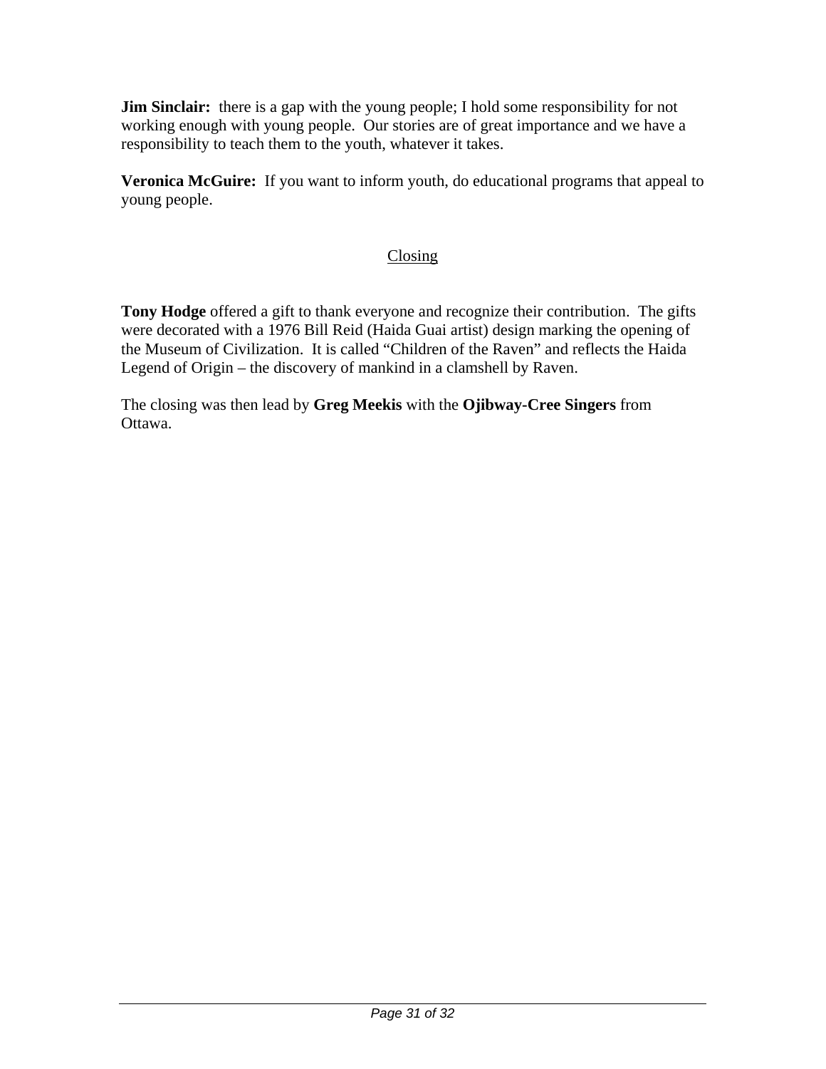**Jim Sinclair:** there is a gap with the young people; I hold some responsibility for not working enough with young people. Our stories are of great importance and we have a responsibility to teach them to the youth, whatever it takes.

**Veronica McGuire:** If you want to inform youth, do educational programs that appeal to young people.

## Closing

**Tony Hodge** offered a gift to thank everyone and recognize their contribution. The gifts were decorated with a 1976 Bill Reid (Haida Guai artist) design marking the opening of the Museum of Civilization. It is called "Children of the Raven" and reflects the Haida Legend of Origin – the discovery of mankind in a clamshell by Raven.

The closing was then lead by **Greg Meekis** with the **Ojibway-Cree Singers** from Ottawa.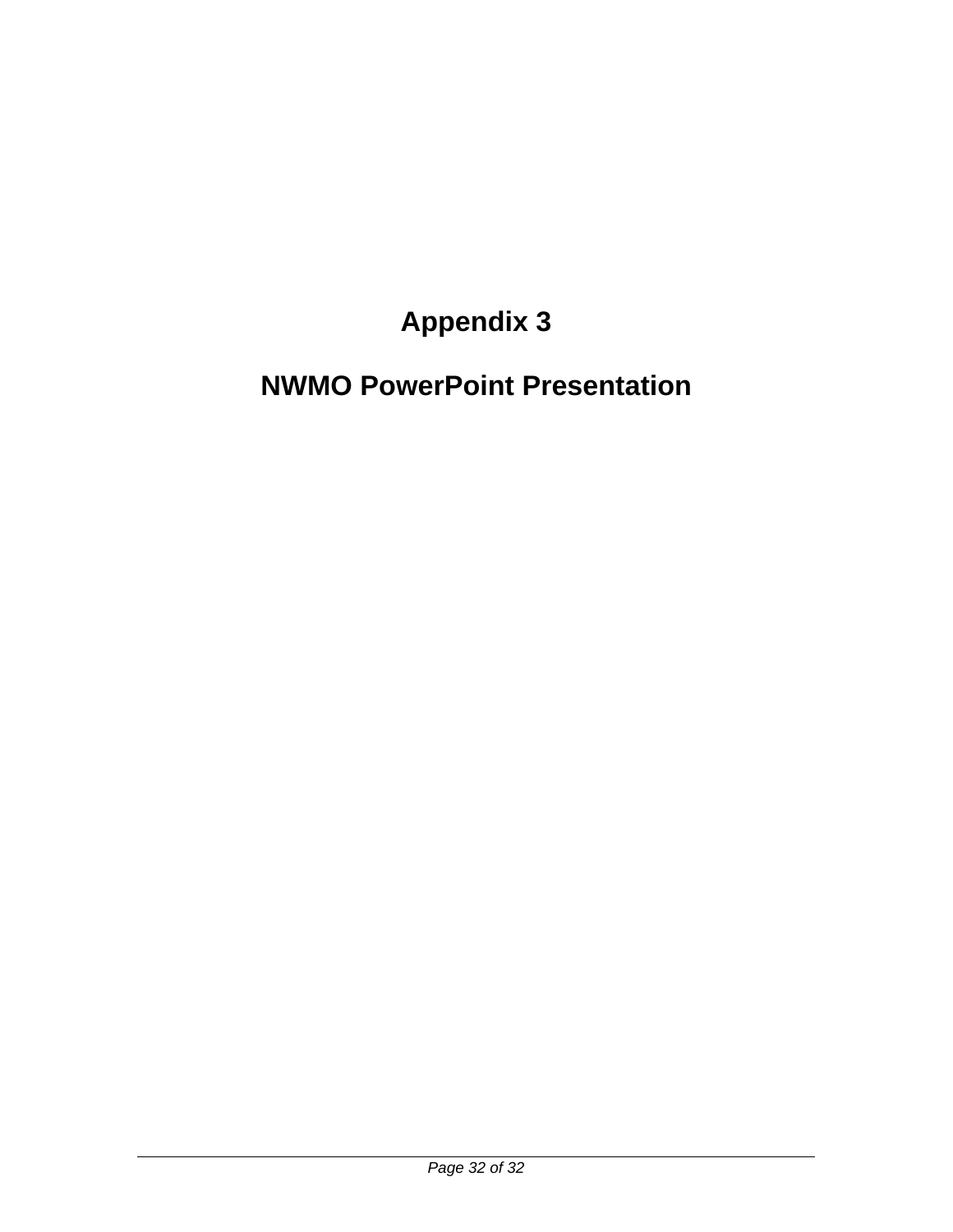# Appendix 3

# NWMO PowerPoint Presentation